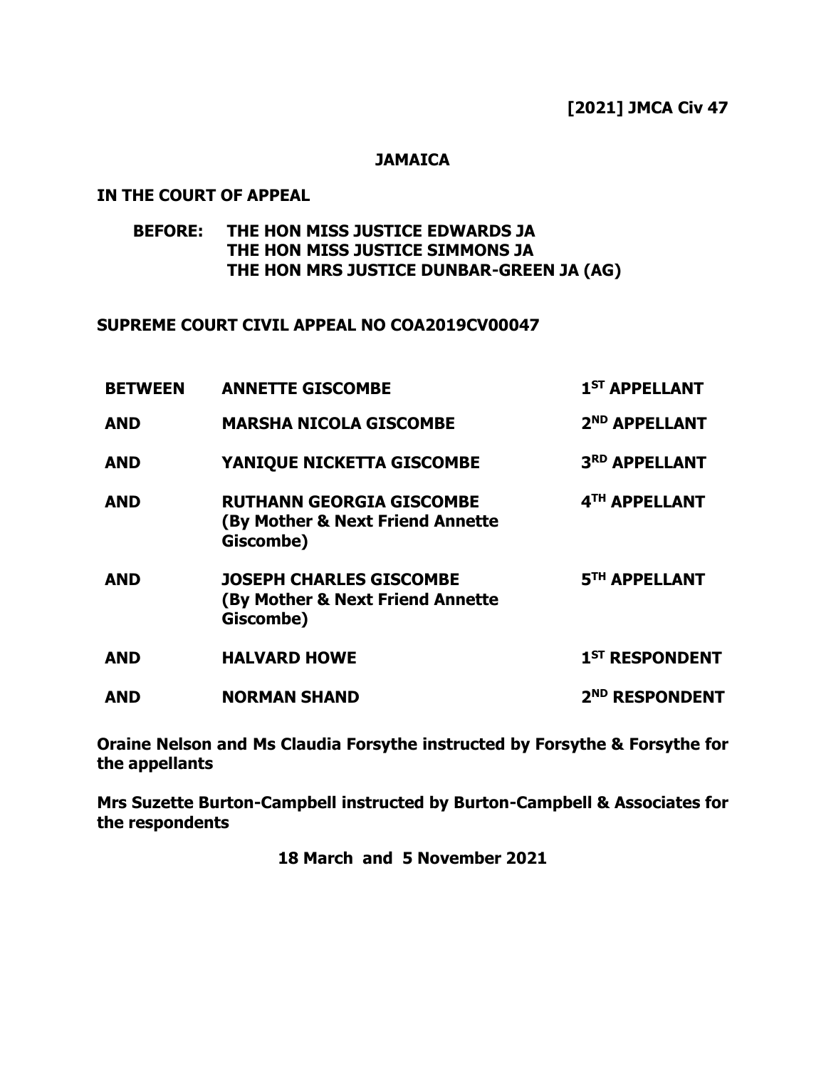**[2021] JMCA Civ 47**

**JAMAICA**

**IN THE COURT OF APPEAL**

**BEFORE: THE HON MISS JUSTICE EDWARDS JA**
**THE HON MISS JUSTICE SIMMONS JA**
**THE HON MRS JUSTICE DUNBAR-GREEN JA (AG)**

**SUPREME COURT CIVIL APPEAL NO COA2019CV00047**

| | | |
|---|---|---|
| **BETWEEN** | **ANNETTE GISCOMBE** | **1ST APPELLANT** |
| **AND** | **MARSHA NICOLA GISCOMBE** | **2ND APPELLANT** |
| **AND** | **YANIQUE NICKETTA GISCOMBE** | **3RD APPELLANT** |
| **AND** | **RUTHANN GEORGIA GISCOMBE (By Mother & Next Friend Annette Giscombe)** | **4TH APPELLANT** |
| **AND** | **JOSEPH CHARLES GISCOMBE (By Mother & Next Friend Annette Giscombe)** | **5TH APPELLANT** |
| **AND** | **HALVARD HOWE** | **1ST RESPONDENT** |
| **AND** | **NORMAN SHAND** | **2ND RESPONDENT** |

**Oraine Nelson and Ms Claudia Forsythe instructed by Forsythe & Forsythe for the appellants**

**Mrs Suzette Burton-Campbell instructed by Burton-Campbell & Associates for the respondents**

**18 March and 5 November 2021**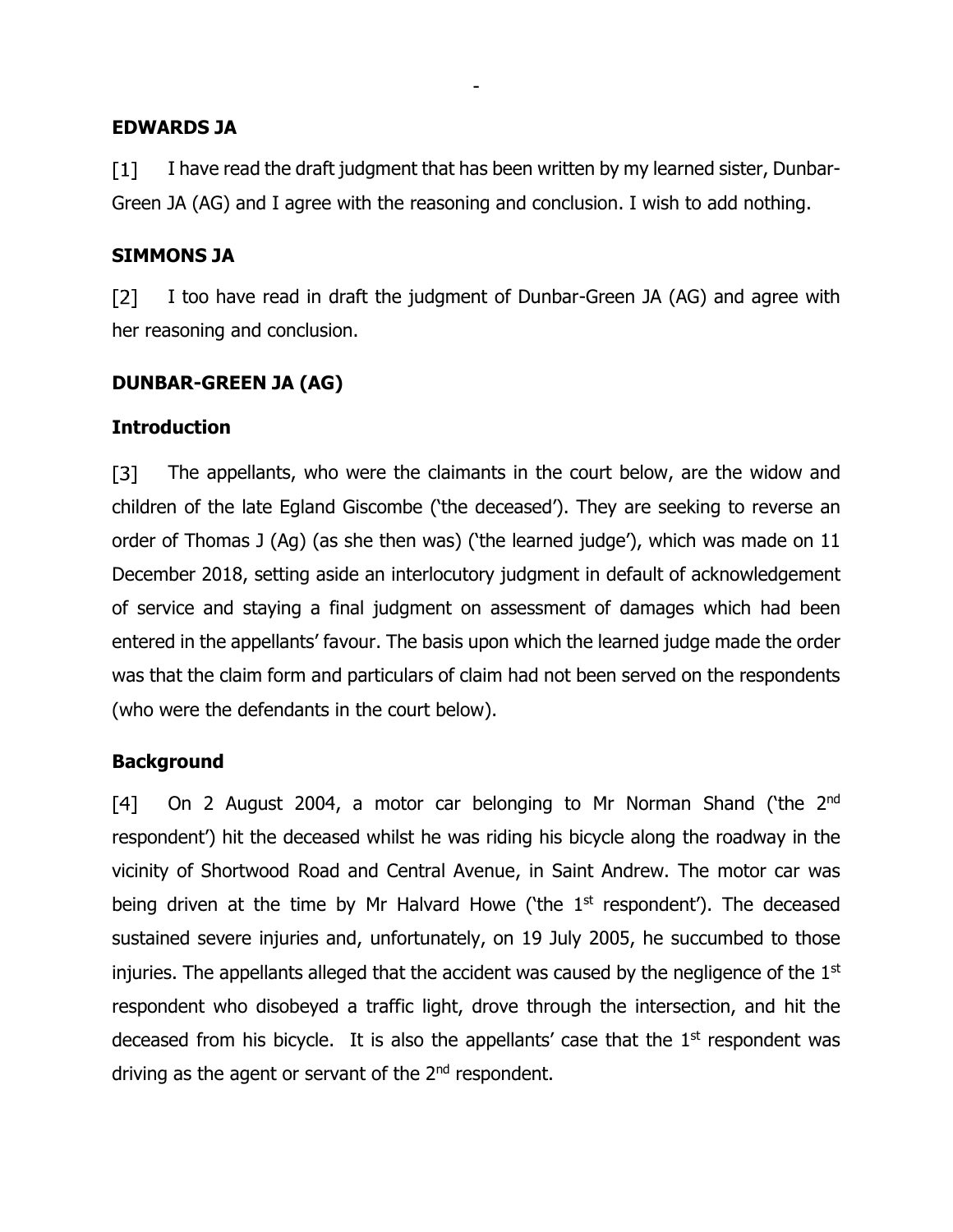**EDWARDS JA**

[1] I have read the draft judgment that has been written by my learned sister, Dunbar-Green JA (AG) and I agree with the reasoning and conclusion. I wish to add nothing.

**SIMMONS JA**

[2] I too have read in draft the judgment of Dunbar-Green JA (AG) and agree with her reasoning and conclusion.

**DUNBAR-GREEN JA (AG)**

**Introduction**

[3] The appellants, who were the claimants in the court below, are the widow and children of the late Egland Giscombe ('the deceased'). They are seeking to reverse an order of Thomas J (Ag) (as she then was) ('the learned judge'), which was made on 11 December 2018, setting aside an interlocutory judgment in default of acknowledgement of service and staying a final judgment on assessment of damages which had been entered in the appellants' favour. The basis upon which the learned judge made the order was that the claim form and particulars of claim had not been served on the respondents (who were the defendants in the court below).

**Background**

[4] On 2 August 2004, a motor car belonging to Mr Norman Shand ('the 2nd respondent') hit the deceased whilst he was riding his bicycle along the roadway in the vicinity of Shortwood Road and Central Avenue, in Saint Andrew. The motor car was being driven at the time by Mr Halvard Howe ('the 1st respondent'). The deceased sustained severe injuries and, unfortunately, on 19 July 2005, he succumbed to those injuries. The appellants alleged that the accident was caused by the negligence of the 1st respondent who disobeyed a traffic light, drove through the intersection, and hit the deceased from his bicycle. It is also the appellants' case that the 1st respondent was driving as the agent or servant of the 2nd respondent.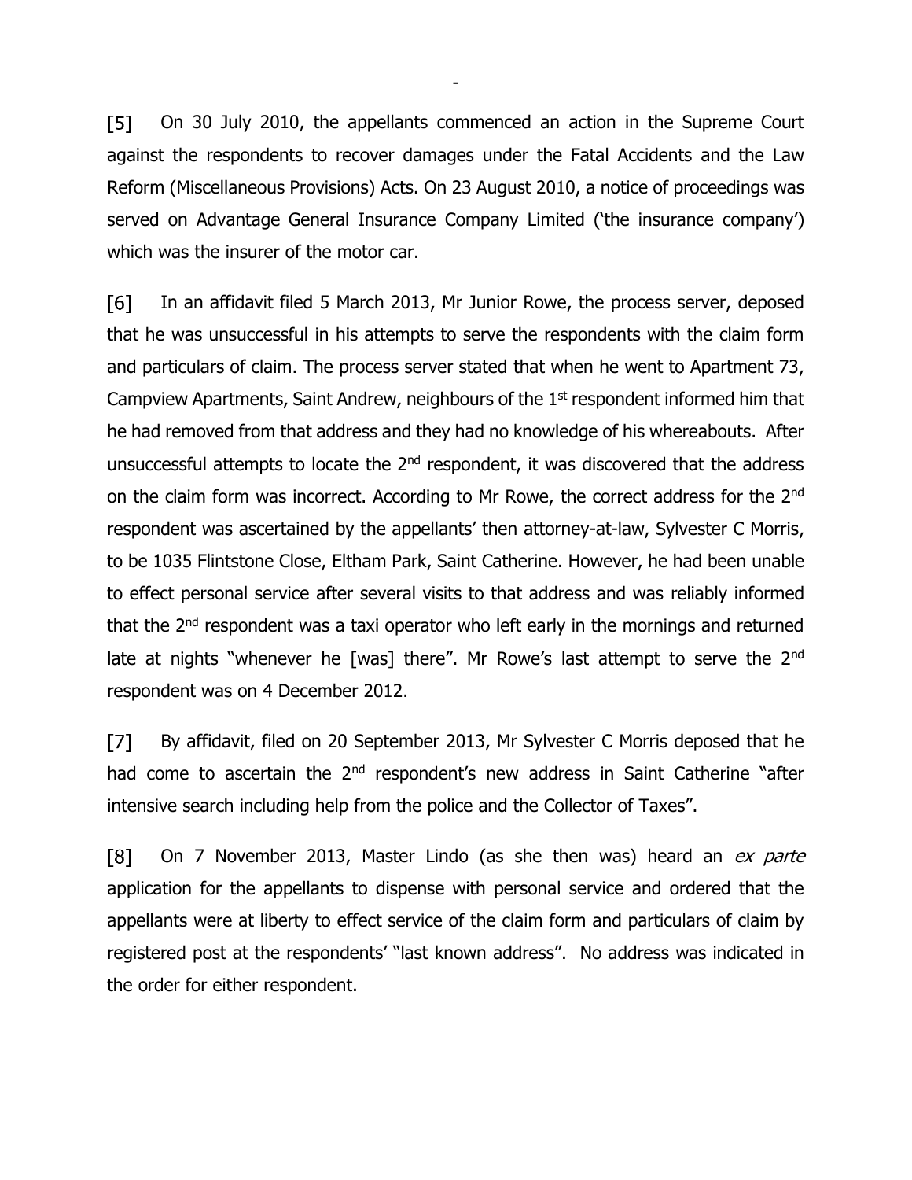[5] On 30 July 2010, the appellants commenced an action in the Supreme Court against the respondents to recover damages under the Fatal Accidents and the Law Reform (Miscellaneous Provisions) Acts. On 23 August 2010, a notice of proceedings was served on Advantage General Insurance Company Limited ('the insurance company') which was the insurer of the motor car.

[6] In an affidavit filed 5 March 2013, Mr Junior Rowe, the process server, deposed that he was unsuccessful in his attempts to serve the respondents with the claim form and particulars of claim. The process server stated that when he went to Apartment 73, Campview Apartments, Saint Andrew, neighbours of the 1st respondent informed him that he had removed from that address and they had no knowledge of his whereabouts. After unsuccessful attempts to locate the 2nd respondent, it was discovered that the address on the claim form was incorrect. According to Mr Rowe, the correct address for the 2nd respondent was ascertained by the appellants' then attorney-at-law, Sylvester C Morris, to be 1035 Flintstone Close, Eltham Park, Saint Catherine. However, he had been unable to effect personal service after several visits to that address and was reliably informed that the 2nd respondent was a taxi operator who left early in the mornings and returned late at nights "whenever he [was] there". Mr Rowe's last attempt to serve the 2nd respondent was on 4 December 2012.

[7] By affidavit, filed on 20 September 2013, Mr Sylvester C Morris deposed that he had come to ascertain the 2nd respondent's new address in Saint Catherine "after intensive search including help from the police and the Collector of Taxes".

[8] On 7 November 2013, Master Lindo (as she then was) heard an *ex parte* application for the appellants to dispense with personal service and ordered that the appellants were at liberty to effect service of the claim form and particulars of claim by registered post at the respondents' "last known address". No address was indicated in the order for either respondent.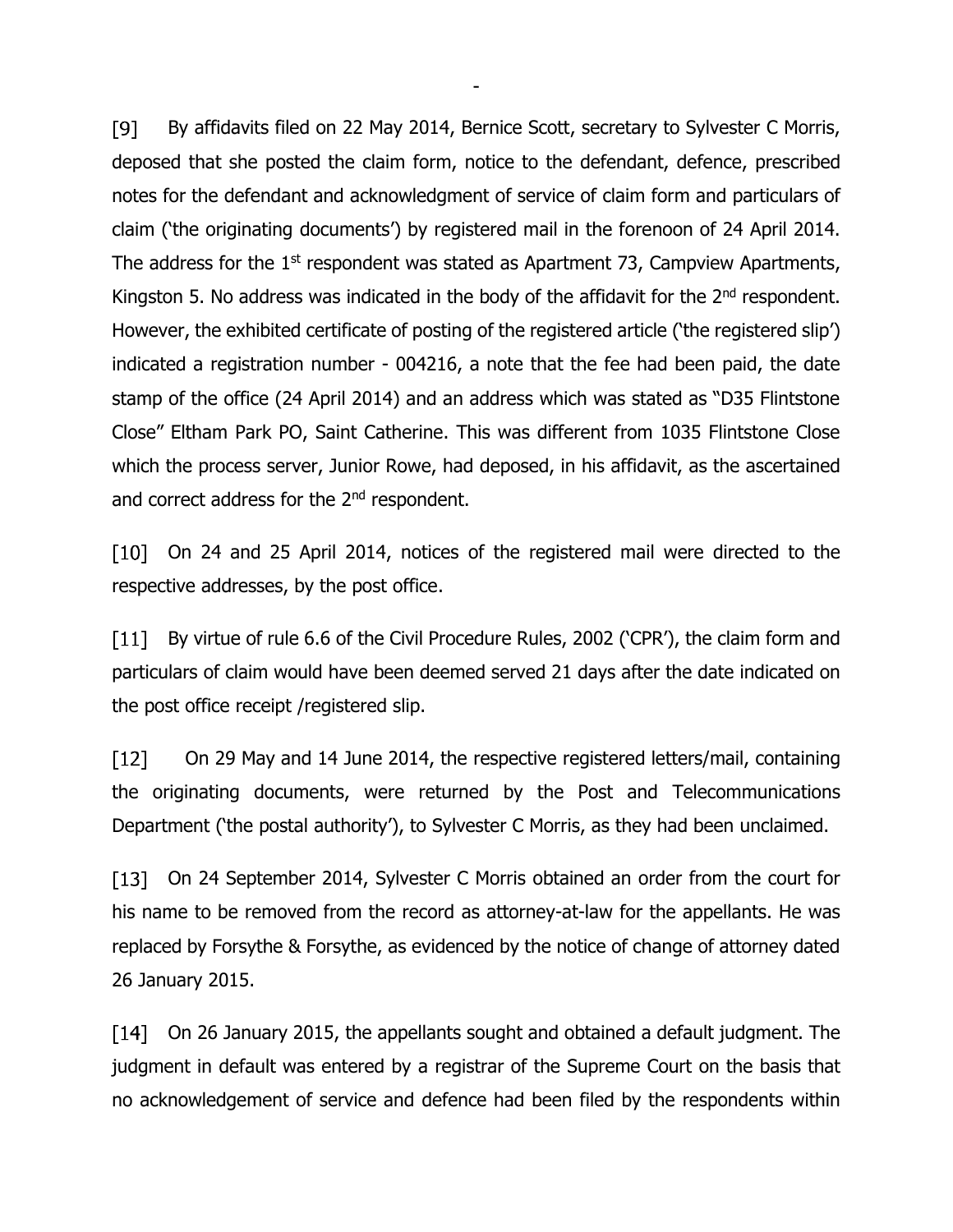[9] By affidavits filed on 22 May 2014, Bernice Scott, secretary to Sylvester C Morris, deposed that she posted the claim form, notice to the defendant, defence, prescribed notes for the defendant and acknowledgment of service of claim form and particulars of claim ('the originating documents') by registered mail in the forenoon of 24 April 2014. The address for the 1st respondent was stated as Apartment 73, Campview Apartments, Kingston 5. No address was indicated in the body of the affidavit for the 2nd respondent. However, the exhibited certificate of posting of the registered article ('the registered slip') indicated a registration number - 004216, a note that the fee had been paid, the date stamp of the office (24 April 2014) and an address which was stated as "D35 Flintstone Close" Eltham Park PO, Saint Catherine. This was different from 1035 Flintstone Close which the process server, Junior Rowe, had deposed, in his affidavit, as the ascertained and correct address for the 2nd respondent.

[10] On 24 and 25 April 2014, notices of the registered mail were directed to the respective addresses, by the post office.

[11] By virtue of rule 6.6 of the Civil Procedure Rules, 2002 ('CPR'), the claim form and particulars of claim would have been deemed served 21 days after the date indicated on the post office receipt /registered slip.

[12] On 29 May and 14 June 2014, the respective registered letters/mail, containing the originating documents, were returned by the Post and Telecommunications Department ('the postal authority'), to Sylvester C Morris, as they had been unclaimed.

[13] On 24 September 2014, Sylvester C Morris obtained an order from the court for his name to be removed from the record as attorney-at-law for the appellants. He was replaced by Forsythe & Forsythe, as evidenced by the notice of change of attorney dated 26 January 2015.

[14] On 26 January 2015, the appellants sought and obtained a default judgment. The judgment in default was entered by a registrar of the Supreme Court on the basis that no acknowledgement of service and defence had been filed by the respondents within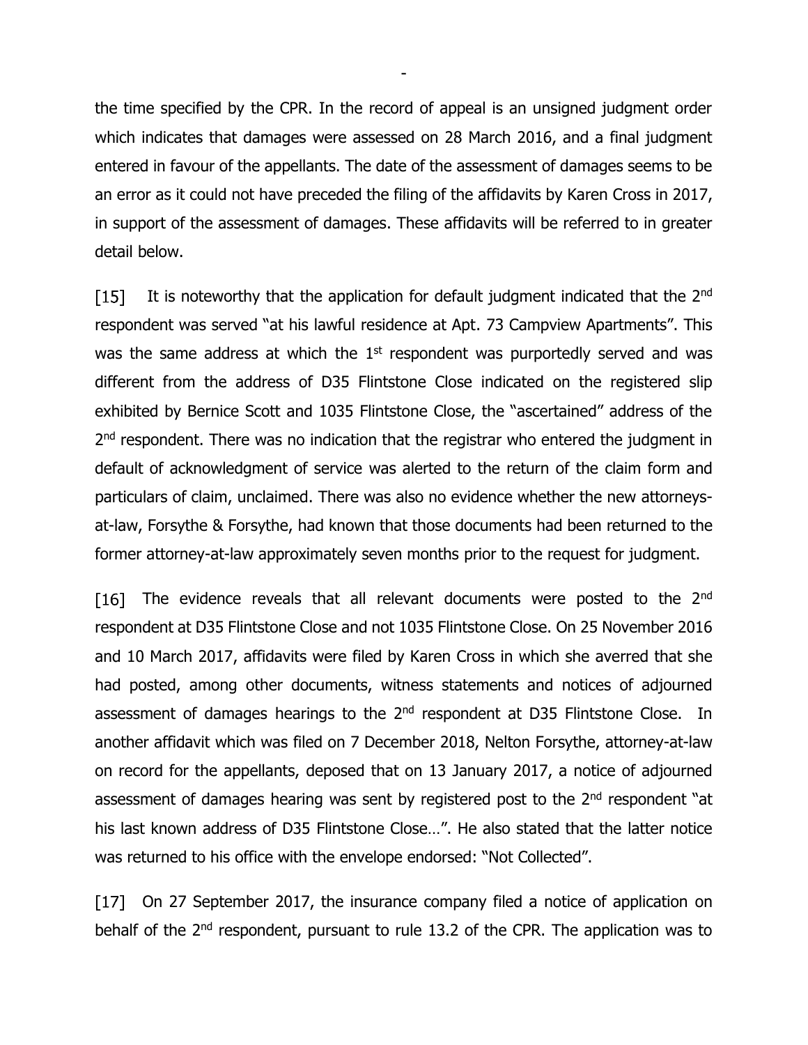the time specified by the CPR. In the record of appeal is an unsigned judgment order which indicates that damages were assessed on 28 March 2016, and a final judgment entered in favour of the appellants. The date of the assessment of damages seems to be an error as it could not have preceded the filing of the affidavits by Karen Cross in 2017, in support of the assessment of damages. These affidavits will be referred to in greater detail below.

[15] It is noteworthy that the application for default judgment indicated that the 2nd respondent was served "at his lawful residence at Apt. 73 Campview Apartments". This was the same address at which the 1st respondent was purportedly served and was different from the address of D35 Flintstone Close indicated on the registered slip exhibited by Bernice Scott and 1035 Flintstone Close, the "ascertained" address of the 2nd respondent. There was no indication that the registrar who entered the judgment in default of acknowledgment of service was alerted to the return of the claim form and particulars of claim, unclaimed. There was also no evidence whether the new attorneys-at-law, Forsythe & Forsythe, had known that those documents had been returned to the former attorney-at-law approximately seven months prior to the request for judgment.

[16] The evidence reveals that all relevant documents were posted to the 2nd respondent at D35 Flintstone Close and not 1035 Flintstone Close. On 25 November 2016 and 10 March 2017, affidavits were filed by Karen Cross in which she averred that she had posted, among other documents, witness statements and notices of adjourned assessment of damages hearings to the 2nd respondent at D35 Flintstone Close. In another affidavit which was filed on 7 December 2018, Nelton Forsythe, attorney-at-law on record for the appellants, deposed that on 13 January 2017, a notice of adjourned assessment of damages hearing was sent by registered post to the 2nd respondent "at his last known address of D35 Flintstone Close…". He also stated that the latter notice was returned to his office with the envelope endorsed: "Not Collected".

[17] On 27 September 2017, the insurance company filed a notice of application on behalf of the 2nd respondent, pursuant to rule 13.2 of the CPR. The application was to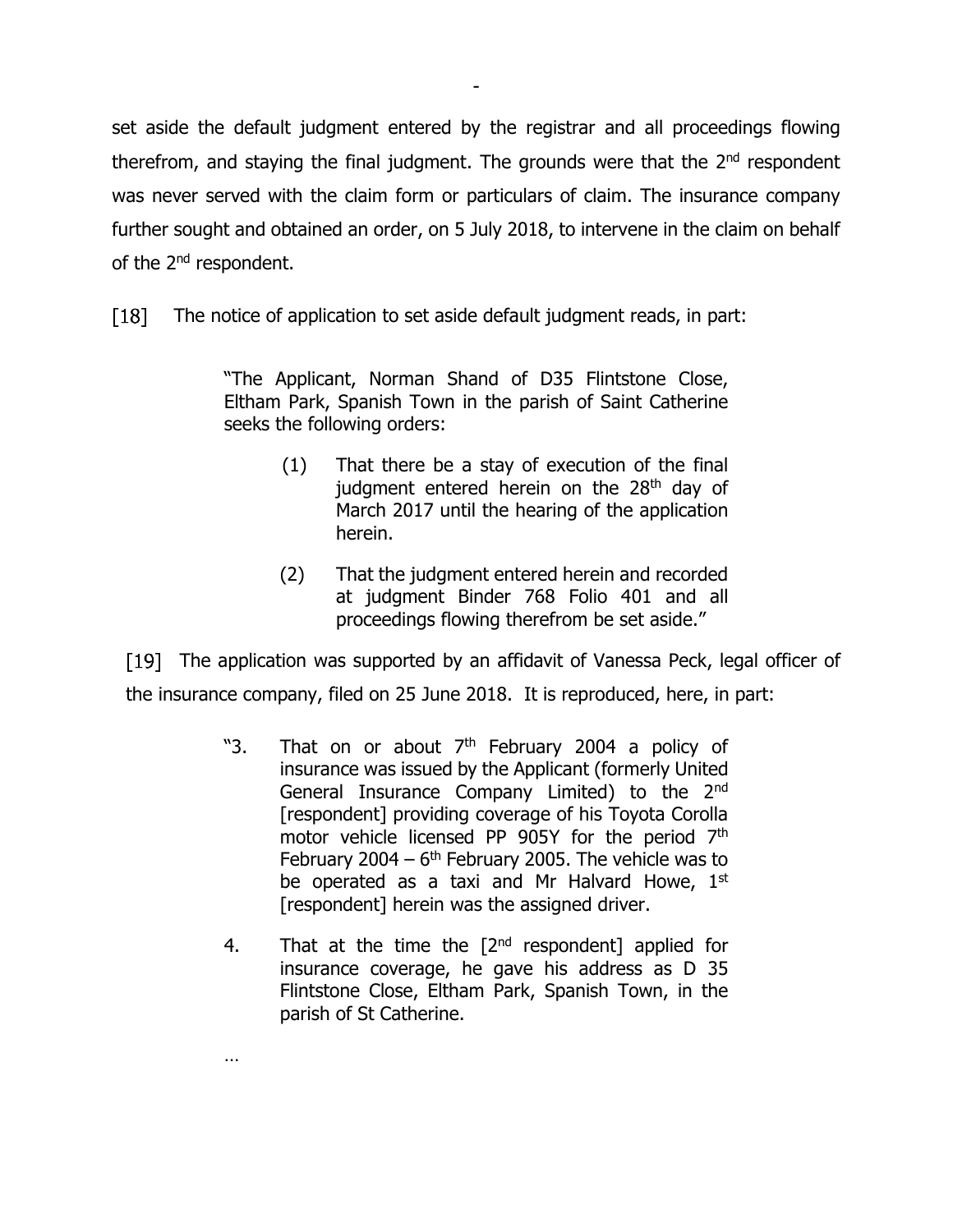set aside the default judgment entered by the registrar and all proceedings flowing therefrom, and staying the final judgment. The grounds were that the 2nd respondent was never served with the claim form or particulars of claim. The insurance company further sought and obtained an order, on 5 July 2018, to intervene in the claim on behalf of the 2nd respondent.

[18] The notice of application to set aside default judgment reads, in part:

> "The Applicant, Norman Shand of D35 Flintstone Close, Eltham Park, Spanish Town in the parish of Saint Catherine seeks the following orders:
>
> (1) That there be a stay of execution of the final judgment entered herein on the 28th day of March 2017 until the hearing of the application herein.
>
> (2) That the judgment entered herein and recorded at judgment Binder 768 Folio 401 and all proceedings flowing therefrom be set aside."

[19] The application was supported by an affidavit of Vanessa Peck, legal officer of the insurance company, filed on 25 June 2018. It is reproduced, here, in part:

> "3. That on or about 7th February 2004 a policy of insurance was issued by the Applicant (formerly United General Insurance Company Limited) to the 2nd [respondent] providing coverage of his Toyota Corolla motor vehicle licensed PP 905Y for the period 7th February 2004 – 6th February 2005. The vehicle was to be operated as a taxi and Mr Halvard Howe, 1st [respondent] herein was the assigned driver.
>
> 4. That at the time the [2nd respondent] applied for insurance coverage, he gave his address as D 35 Flintstone Close, Eltham Park, Spanish Town, in the parish of St Catherine.
>
> …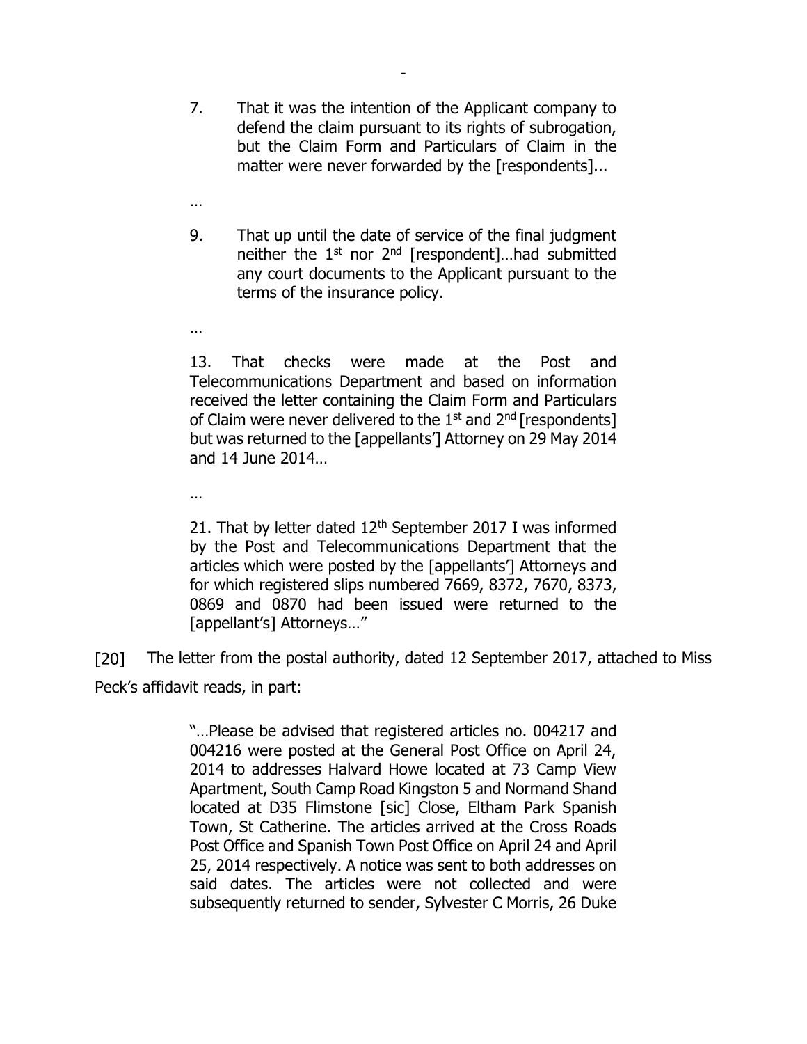> 7. That it was the intention of the Applicant company to defend the claim pursuant to its rights of subrogation, but the Claim Form and Particulars of Claim in the matter were never forwarded by the [respondents]...
>
> …
>
> 9. That up until the date of service of the final judgment neither the 1st nor 2nd [respondent]…had submitted any court documents to the Applicant pursuant to the terms of the insurance policy.
>
> …
>
> 13. That checks were made at the Post and Telecommunications Department and based on information received the letter containing the Claim Form and Particulars of Claim were never delivered to the 1st and 2nd [respondents] but was returned to the [appellants'] Attorney on 29 May 2014 and 14 June 2014…
>
> …
>
> 21. That by letter dated 12th September 2017 I was informed by the Post and Telecommunications Department that the articles which were posted by the [appellants'] Attorneys and for which registered slips numbered 7669, 8372, 7670, 8373, 0869 and 0870 had been issued were returned to the [appellant's] Attorneys…"

[20] The letter from the postal authority, dated 12 September 2017, attached to Miss Peck's affidavit reads, in part:

> "…Please be advised that registered articles no. 004217 and 004216 were posted at the General Post Office on April 24, 2014 to addresses Halvard Howe located at 73 Camp View Apartment, South Camp Road Kingston 5 and Normand Shand located at D35 Flimstone [sic] Close, Eltham Park Spanish Town, St Catherine. The articles arrived at the Cross Roads Post Office and Spanish Town Post Office on April 24 and April 25, 2014 respectively. A notice was sent to both addresses on said dates. The articles were not collected and were subsequently returned to sender, Sylvester C Morris, 26 Duke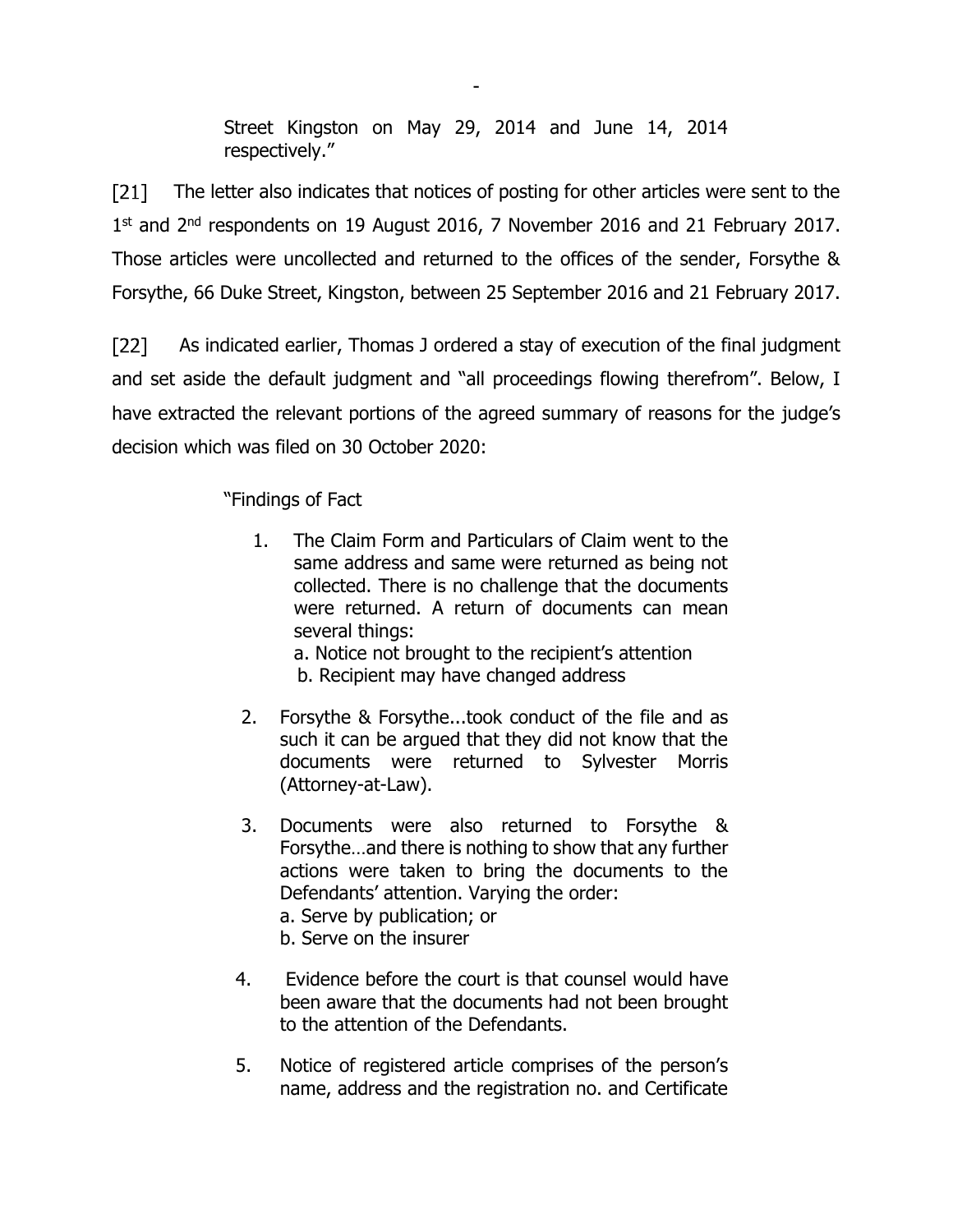Street Kingston on May 29, 2014 and June 14, 2014 respectively."

[21] The letter also indicates that notices of posting for other articles were sent to the 1st and 2nd respondents on 19 August 2016, 7 November 2016 and 21 February 2017. Those articles were uncollected and returned to the offices of the sender, Forsythe & Forsythe, 66 Duke Street, Kingston, between 25 September 2016 and 21 February 2017.

[22] As indicated earlier, Thomas J ordered a stay of execution of the final judgment and set aside the default judgment and "all proceedings flowing therefrom". Below, I have extracted the relevant portions of the agreed summary of reasons for the judge's decision which was filed on 30 October 2020:

> "Findings of Fact
>
> 1. The Claim Form and Particulars of Claim went to the same address and same were returned as being not collected. There is no challenge that the documents were returned. A return of documents can mean several things:
>    a. Notice not brought to the recipient's attention
>    b. Recipient may have changed address
> 2. Forsythe & Forsythe...took conduct of the file and as such it can be argued that they did not know that the documents were returned to Sylvester Morris (Attorney-at-Law).
> 3. Documents were also returned to Forsythe & Forsythe…and there is nothing to show that any further actions were taken to bring the documents to the Defendants' attention. Varying the order:
>    a. Serve by publication; or
>    b. Serve on the insurer
> 4. Evidence before the court is that counsel would have been aware that the documents had not been brought to the attention of the Defendants.
> 5. Notice of registered article comprises of the person's name, address and the registration no. and Certificate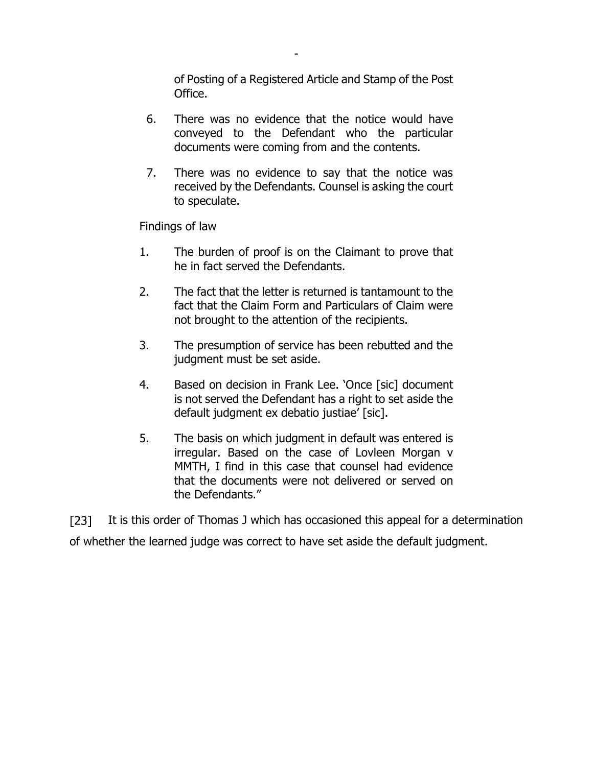of Posting of a Registered Article and Stamp of the Post Office.

6. There was no evidence that the notice would have conveyed to the Defendant who the particular documents were coming from and the contents.

7. There was no evidence to say that the notice was received by the Defendants. Counsel is asking the court to speculate.

Findings of law

1. The burden of proof is on the Claimant to prove that he in fact served the Defendants.

2. The fact that the letter is returned is tantamount to the fact that the Claim Form and Particulars of Claim were not brought to the attention of the recipients.

3. The presumption of service has been rebutted and the judgment must be set aside.

4. Based on decision in Frank Lee. 'Once [sic] document is not served the Defendant has a right to set aside the default judgment ex debatio justiae' [sic].

5. The basis on which judgment in default was entered is irregular. Based on the case of Lovleen Morgan v MMTH, I find in this case that counsel had evidence that the documents were not delivered or served on the Defendants."

[23] It is this order of Thomas J which has occasioned this appeal for a determination of whether the learned judge was correct to have set aside the default judgment.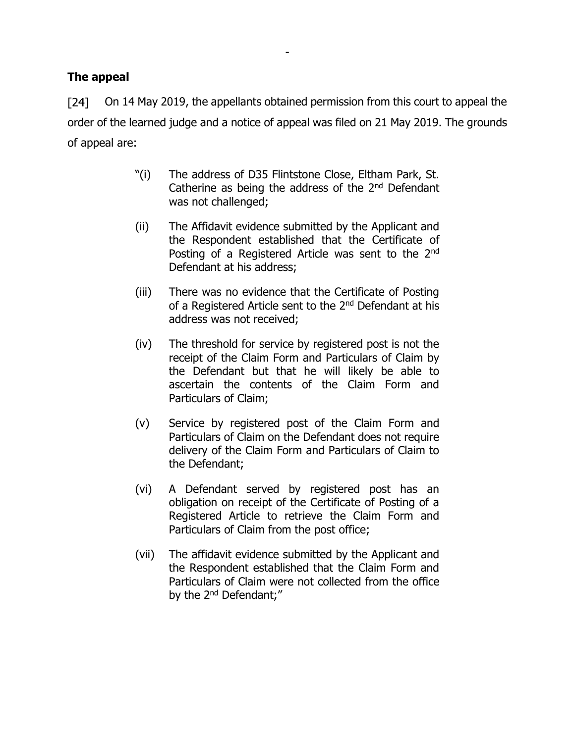## The appeal

[24] On 14 May 2019, the appellants obtained permission from this court to appeal the order of the learned judge and a notice of appeal was filed on 21 May 2019. The grounds of appeal are:

> "(i) The address of D35 Flintstone Close, Eltham Park, St. Catherine as being the address of the 2nd Defendant was not challenged;
>
> (ii) The Affidavit evidence submitted by the Applicant and the Respondent established that the Certificate of Posting of a Registered Article was sent to the 2nd Defendant at his address;
>
> (iii) There was no evidence that the Certificate of Posting of a Registered Article sent to the 2nd Defendant at his address was not received;
>
> (iv) The threshold for service by registered post is not the receipt of the Claim Form and Particulars of Claim by the Defendant but that he will likely be able to ascertain the contents of the Claim Form and Particulars of Claim;
>
> (v) Service by registered post of the Claim Form and Particulars of Claim on the Defendant does not require delivery of the Claim Form and Particulars of Claim to the Defendant;
>
> (vi) A Defendant served by registered post has an obligation on receipt of the Certificate of Posting of a Registered Article to retrieve the Claim Form and Particulars of Claim from the post office;
>
> (vii) The affidavit evidence submitted by the Applicant and the Respondent established that the Claim Form and Particulars of Claim were not collected from the office by the 2nd Defendant;"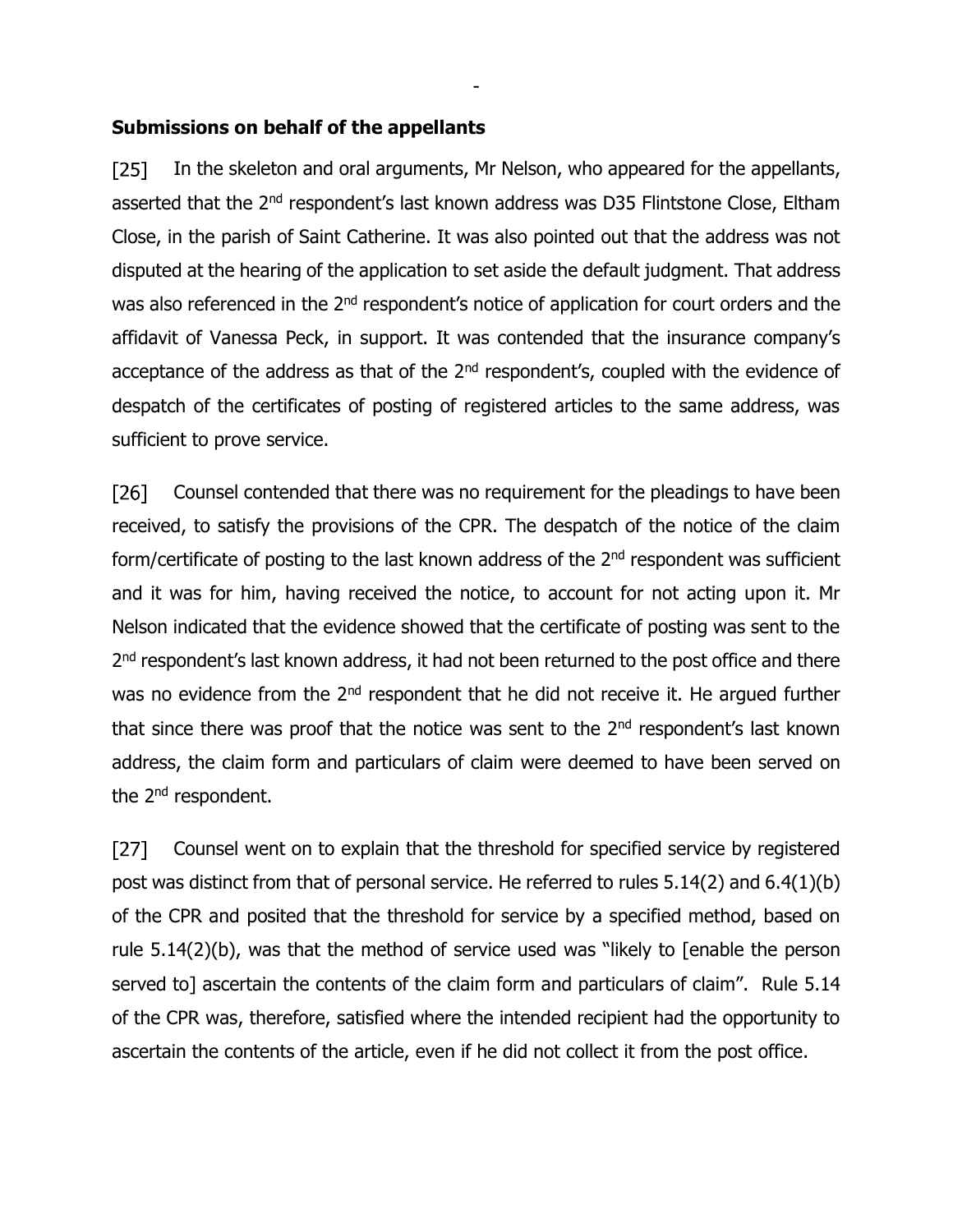**Submissions on behalf of the appellants**

[25] In the skeleton and oral arguments, Mr Nelson, who appeared for the appellants, asserted that the 2nd respondent's last known address was D35 Flintstone Close, Eltham Close, in the parish of Saint Catherine. It was also pointed out that the address was not disputed at the hearing of the application to set aside the default judgment. That address was also referenced in the 2nd respondent's notice of application for court orders and the affidavit of Vanessa Peck, in support. It was contended that the insurance company's acceptance of the address as that of the 2nd respondent's, coupled with the evidence of despatch of the certificates of posting of registered articles to the same address, was sufficient to prove service.

[26] Counsel contended that there was no requirement for the pleadings to have been received, to satisfy the provisions of the CPR. The despatch of the notice of the claim form/certificate of posting to the last known address of the 2nd respondent was sufficient and it was for him, having received the notice, to account for not acting upon it. Mr Nelson indicated that the evidence showed that the certificate of posting was sent to the 2nd respondent's last known address, it had not been returned to the post office and there was no evidence from the 2nd respondent that he did not receive it. He argued further that since there was proof that the notice was sent to the 2nd respondent's last known address, the claim form and particulars of claim were deemed to have been served on the 2nd respondent.

[27] Counsel went on to explain that the threshold for specified service by registered post was distinct from that of personal service. He referred to rules 5.14(2) and 6.4(1)(b) of the CPR and posited that the threshold for service by a specified method, based on rule 5.14(2)(b), was that the method of service used was "likely to [enable the person served to] ascertain the contents of the claim form and particulars of claim". Rule 5.14 of the CPR was, therefore, satisfied where the intended recipient had the opportunity to ascertain the contents of the article, even if he did not collect it from the post office.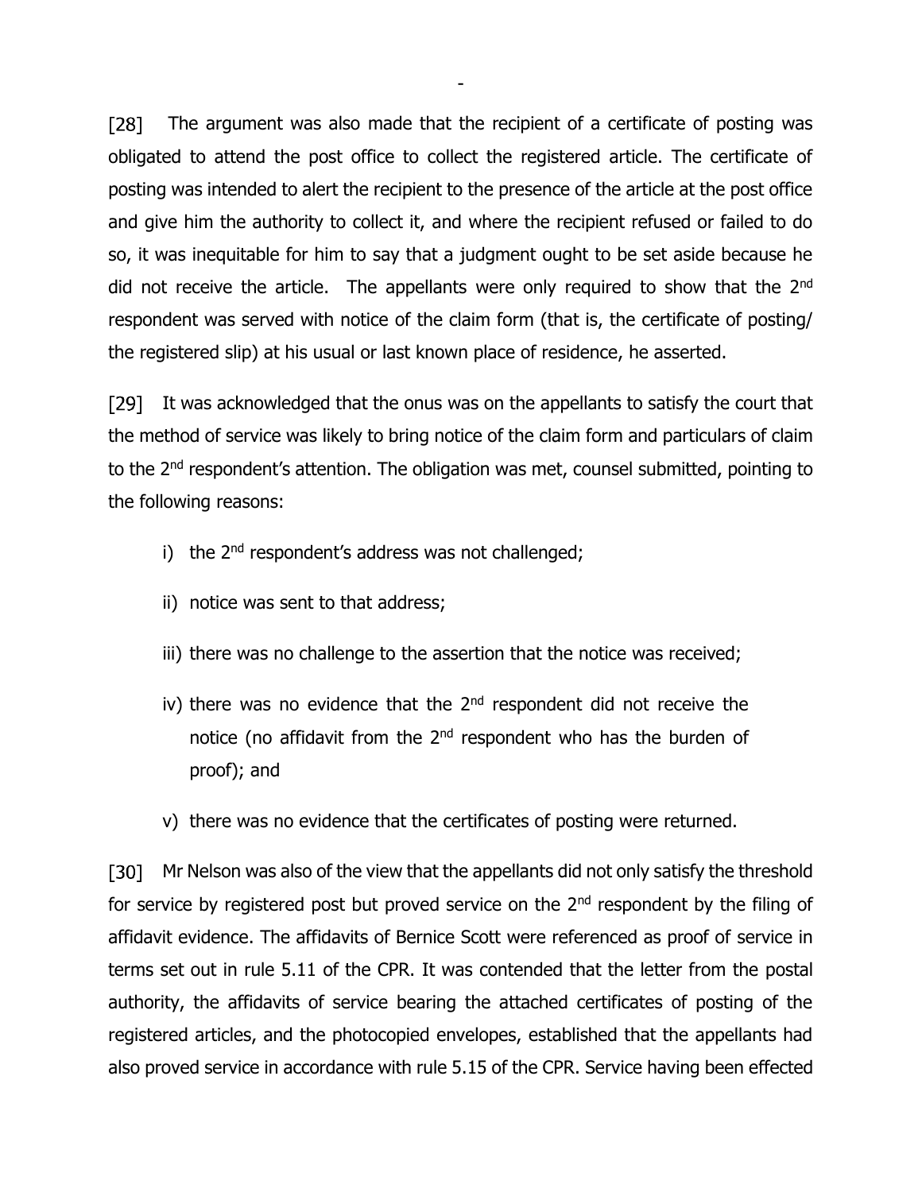[28] The argument was also made that the recipient of a certificate of posting was obligated to attend the post office to collect the registered article. The certificate of posting was intended to alert the recipient to the presence of the article at the post office and give him the authority to collect it, and where the recipient refused or failed to do so, it was inequitable for him to say that a judgment ought to be set aside because he did not receive the article. The appellants were only required to show that the 2nd respondent was served with notice of the claim form (that is, the certificate of posting/ the registered slip) at his usual or last known place of residence, he asserted.

[29] It was acknowledged that the onus was on the appellants to satisfy the court that the method of service was likely to bring notice of the claim form and particulars of claim to the 2nd respondent's attention. The obligation was met, counsel submitted, pointing to the following reasons:

i) the 2nd respondent's address was not challenged;

ii) notice was sent to that address;

iii) there was no challenge to the assertion that the notice was received;

iv) there was no evidence that the 2nd respondent did not receive the notice (no affidavit from the 2nd respondent who has the burden of proof); and

v) there was no evidence that the certificates of posting were returned.

[30] Mr Nelson was also of the view that the appellants did not only satisfy the threshold for service by registered post but proved service on the 2nd respondent by the filing of affidavit evidence. The affidavits of Bernice Scott were referenced as proof of service in terms set out in rule 5.11 of the CPR. It was contended that the letter from the postal authority, the affidavits of service bearing the attached certificates of posting of the registered articles, and the photocopied envelopes, established that the appellants had also proved service in accordance with rule 5.15 of the CPR. Service having been effected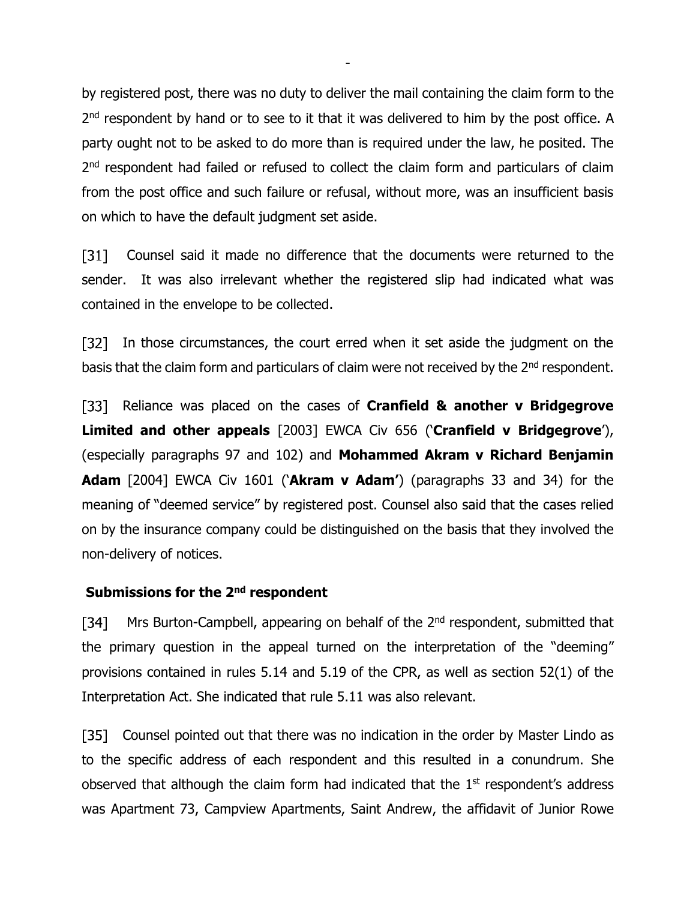by registered post, there was no duty to deliver the mail containing the claim form to the 2nd respondent by hand or to see to it that it was delivered to him by the post office. A party ought not to be asked to do more than is required under the law, he posited. The 2nd respondent had failed or refused to collect the claim form and particulars of claim from the post office and such failure or refusal, without more, was an insufficient basis on which to have the default judgment set aside.

[31] Counsel said it made no difference that the documents were returned to the sender. It was also irrelevant whether the registered slip had indicated what was contained in the envelope to be collected.

[32] In those circumstances, the court erred when it set aside the judgment on the basis that the claim form and particulars of claim were not received by the 2nd respondent.

[33] Reliance was placed on the cases of **Cranfield & another v Bridgegrove Limited and other appeals** [2003] EWCA Civ 656 ('**Cranfield v Bridgegrove**'), (especially paragraphs 97 and 102) and **Mohammed Akram v Richard Benjamin Adam** [2004] EWCA Civ 1601 ('**Akram v Adam'**) (paragraphs 33 and 34) for the meaning of "deemed service" by registered post. Counsel also said that the cases relied on by the insurance company could be distinguished on the basis that they involved the non-delivery of notices.

### Submissions for the 2nd respondent

[34] Mrs Burton-Campbell, appearing on behalf of the 2nd respondent, submitted that the primary question in the appeal turned on the interpretation of the "deeming" provisions contained in rules 5.14 and 5.19 of the CPR, as well as section 52(1) of the Interpretation Act. She indicated that rule 5.11 was also relevant.

[35] Counsel pointed out that there was no indication in the order by Master Lindo as to the specific address of each respondent and this resulted in a conundrum. She observed that although the claim form had indicated that the 1st respondent's address was Apartment 73, Campview Apartments, Saint Andrew, the affidavit of Junior Rowe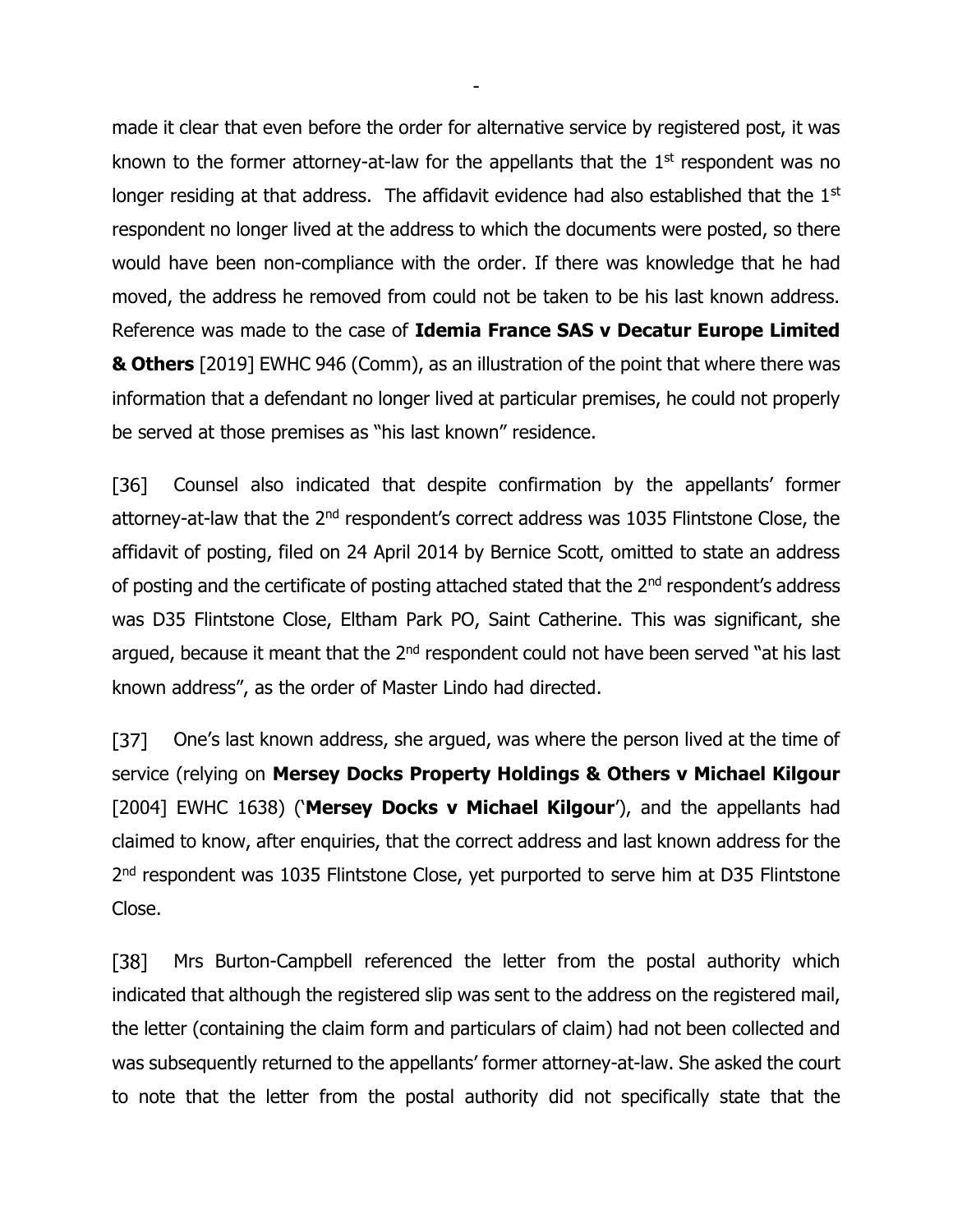made it clear that even before the order for alternative service by registered post, it was known to the former attorney-at-law for the appellants that the 1st respondent was no longer residing at that address. The affidavit evidence had also established that the 1st respondent no longer lived at the address to which the documents were posted, so there would have been non-compliance with the order. If there was knowledge that he had moved, the address he removed from could not be taken to be his last known address. Reference was made to the case of **Idemia France SAS v Decatur Europe Limited & Others** [2019] EWHC 946 (Comm), as an illustration of the point that where there was information that a defendant no longer lived at particular premises, he could not properly be served at those premises as "his last known" residence.

[36] Counsel also indicated that despite confirmation by the appellants' former attorney-at-law that the 2nd respondent's correct address was 1035 Flintstone Close, the affidavit of posting, filed on 24 April 2014 by Bernice Scott, omitted to state an address of posting and the certificate of posting attached stated that the 2nd respondent's address was D35 Flintstone Close, Eltham Park PO, Saint Catherine. This was significant, she argued, because it meant that the 2nd respondent could not have been served "at his last known address", as the order of Master Lindo had directed.

[37] One's last known address, she argued, was where the person lived at the time of service (relying on **Mersey Docks Property Holdings & Others v Michael Kilgour** [2004] EWHC 1638) ('**Mersey Docks v Michael Kilgour**'), and the appellants had claimed to know, after enquiries, that the correct address and last known address for the 2nd respondent was 1035 Flintstone Close, yet purported to serve him at D35 Flintstone Close.

[38] Mrs Burton-Campbell referenced the letter from the postal authority which indicated that although the registered slip was sent to the address on the registered mail, the letter (containing the claim form and particulars of claim) had not been collected and was subsequently returned to the appellants' former attorney-at-law. She asked the court to note that the letter from the postal authority did not specifically state that the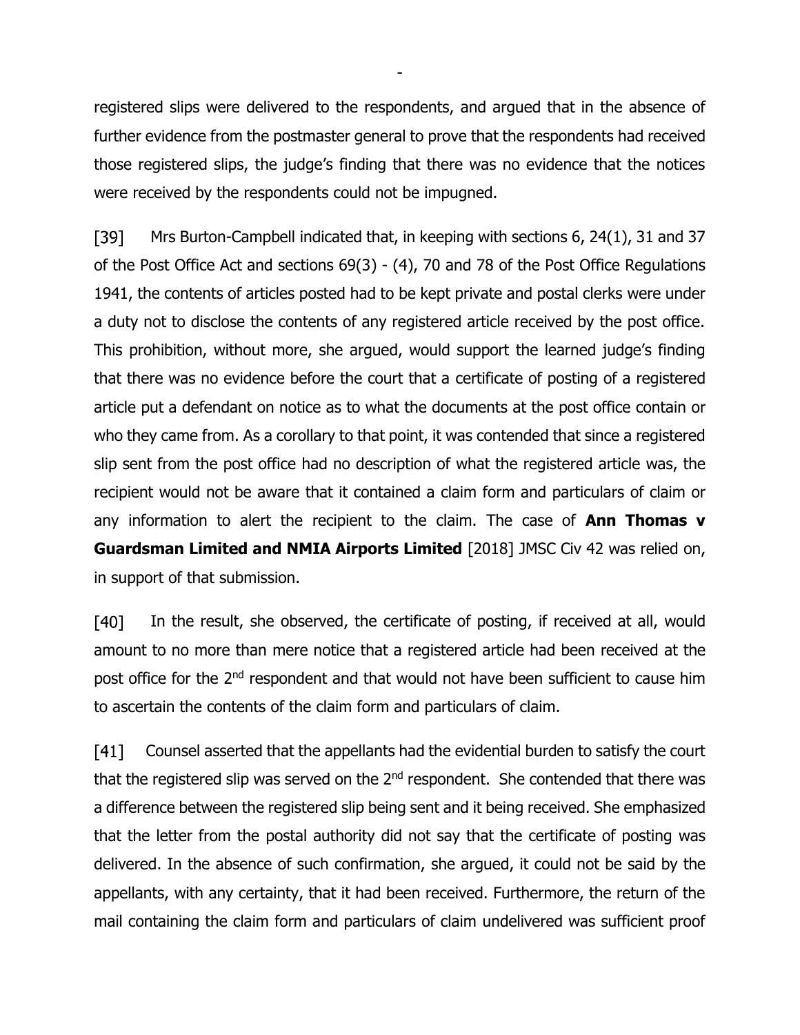registered slips were delivered to the respondents, and argued that in the absence of further evidence from the postmaster general to prove that the respondents had received those registered slips, the judge's finding that there was no evidence that the notices were received by the respondents could not be impugned.

[39] Mrs Burton-Campbell indicated that, in keeping with sections 6, 24(1), 31 and 37 of the Post Office Act and sections 69(3) - (4), 70 and 78 of the Post Office Regulations 1941, the contents of articles posted had to be kept private and postal clerks were under a duty not to disclose the contents of any registered article received by the post office. This prohibition, without more, she argued, would support the learned judge's finding that there was no evidence before the court that a certificate of posting of a registered article put a defendant on notice as to what the documents at the post office contain or who they came from. As a corollary to that point, it was contended that since a registered slip sent from the post office had no description of what the registered article was, the recipient would not be aware that it contained a claim form and particulars of claim or any information to alert the recipient to the claim. The case of **Ann Thomas v Guardsman Limited and NMIA Airports Limited** [2018] JMSC Civ 42 was relied on, in support of that submission.

[40] In the result, she observed, the certificate of posting, if received at all, would amount to no more than mere notice that a registered article had been received at the post office for the 2nd respondent and that would not have been sufficient to cause him to ascertain the contents of the claim form and particulars of claim.

[41] Counsel asserted that the appellants had the evidential burden to satisfy the court that the registered slip was served on the 2nd respondent. She contended that there was a difference between the registered slip being sent and it being received. She emphasized that the letter from the postal authority did not say that the certificate of posting was delivered. In the absence of such confirmation, she argued, it could not be said by the appellants, with any certainty, that it had been received. Furthermore, the return of the mail containing the claim form and particulars of claim undelivered was sufficient proof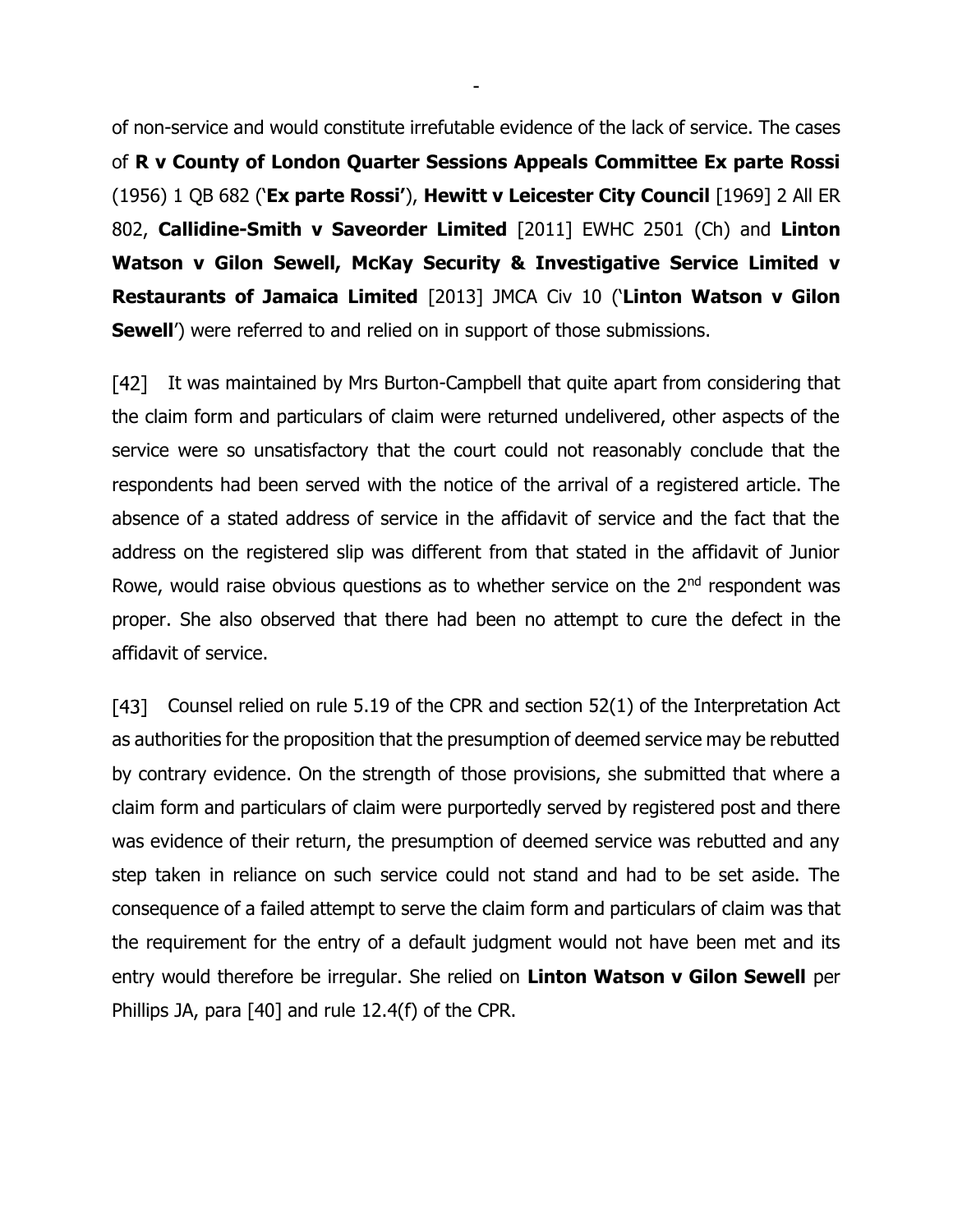of non-service and would constitute irrefutable evidence of the lack of service. The cases of **R v County of London Quarter Sessions Appeals Committee Ex parte Rossi** (1956) 1 QB 682 ('**Ex parte Rossi'**), **Hewitt v Leicester City Council** [1969] 2 All ER 802, **Callidine-Smith v Saveorder Limited** [2011] EWHC 2501 (Ch) and **Linton Watson v Gilon Sewell, McKay Security & Investigative Service Limited v Restaurants of Jamaica Limited** [2013] JMCA Civ 10 ('**Linton Watson v Gilon Sewell**') were referred to and relied on in support of those submissions.

[42] It was maintained by Mrs Burton-Campbell that quite apart from considering that the claim form and particulars of claim were returned undelivered, other aspects of the service were so unsatisfactory that the court could not reasonably conclude that the respondents had been served with the notice of the arrival of a registered article. The absence of a stated address of service in the affidavit of service and the fact that the address on the registered slip was different from that stated in the affidavit of Junior Rowe, would raise obvious questions as to whether service on the 2nd respondent was proper. She also observed that there had been no attempt to cure the defect in the affidavit of service.

[43] Counsel relied on rule 5.19 of the CPR and section 52(1) of the Interpretation Act as authorities for the proposition that the presumption of deemed service may be rebutted by contrary evidence. On the strength of those provisions, she submitted that where a claim form and particulars of claim were purportedly served by registered post and there was evidence of their return, the presumption of deemed service was rebutted and any step taken in reliance on such service could not stand and had to be set aside. The consequence of a failed attempt to serve the claim form and particulars of claim was that the requirement for the entry of a default judgment would not have been met and its entry would therefore be irregular. She relied on **Linton Watson v Gilon Sewell** per Phillips JA, para [40] and rule 12.4(f) of the CPR.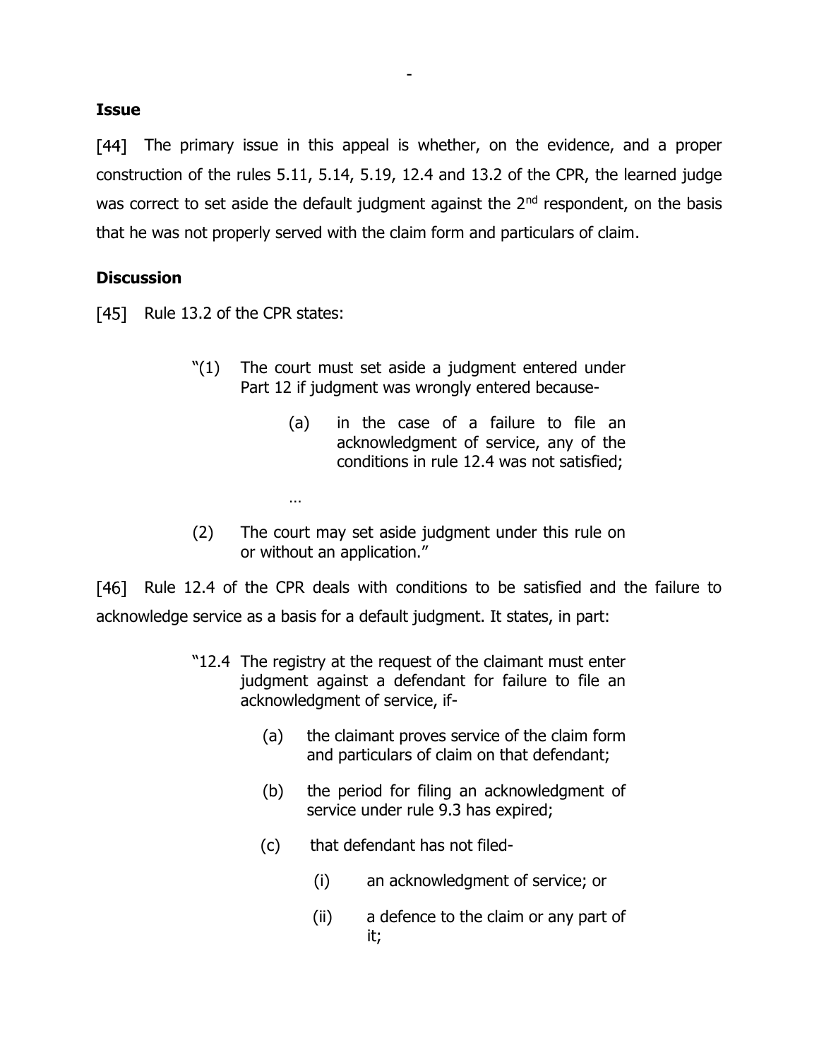**Issue**

[44] The primary issue in this appeal is whether, on the evidence, and a proper construction of the rules 5.11, 5.14, 5.19, 12.4 and 13.2 of the CPR, the learned judge was correct to set aside the default judgment against the 2nd respondent, on the basis that he was not properly served with the claim form and particulars of claim.

**Discussion**

[45] Rule 13.2 of the CPR states:

> "(1) The court must set aside a judgment entered under Part 12 if judgment was wrongly entered because-
>
> (a) in the case of a failure to file an acknowledgment of service, any of the conditions in rule 12.4 was not satisfied;
>
> …
>
> (2) The court may set aside judgment under this rule on or without an application."

[46] Rule 12.4 of the CPR deals with conditions to be satisfied and the failure to acknowledge service as a basis for a default judgment. It states, in part:

> "12.4 The registry at the request of the claimant must enter judgment against a defendant for failure to file an acknowledgment of service, if-
>
> (a) the claimant proves service of the claim form and particulars of claim on that defendant;
>
> (b) the period for filing an acknowledgment of service under rule 9.3 has expired;
>
> (c) that defendant has not filed-
>
> (i) an acknowledgment of service; or
>
> (ii) a defence to the claim or any part of it;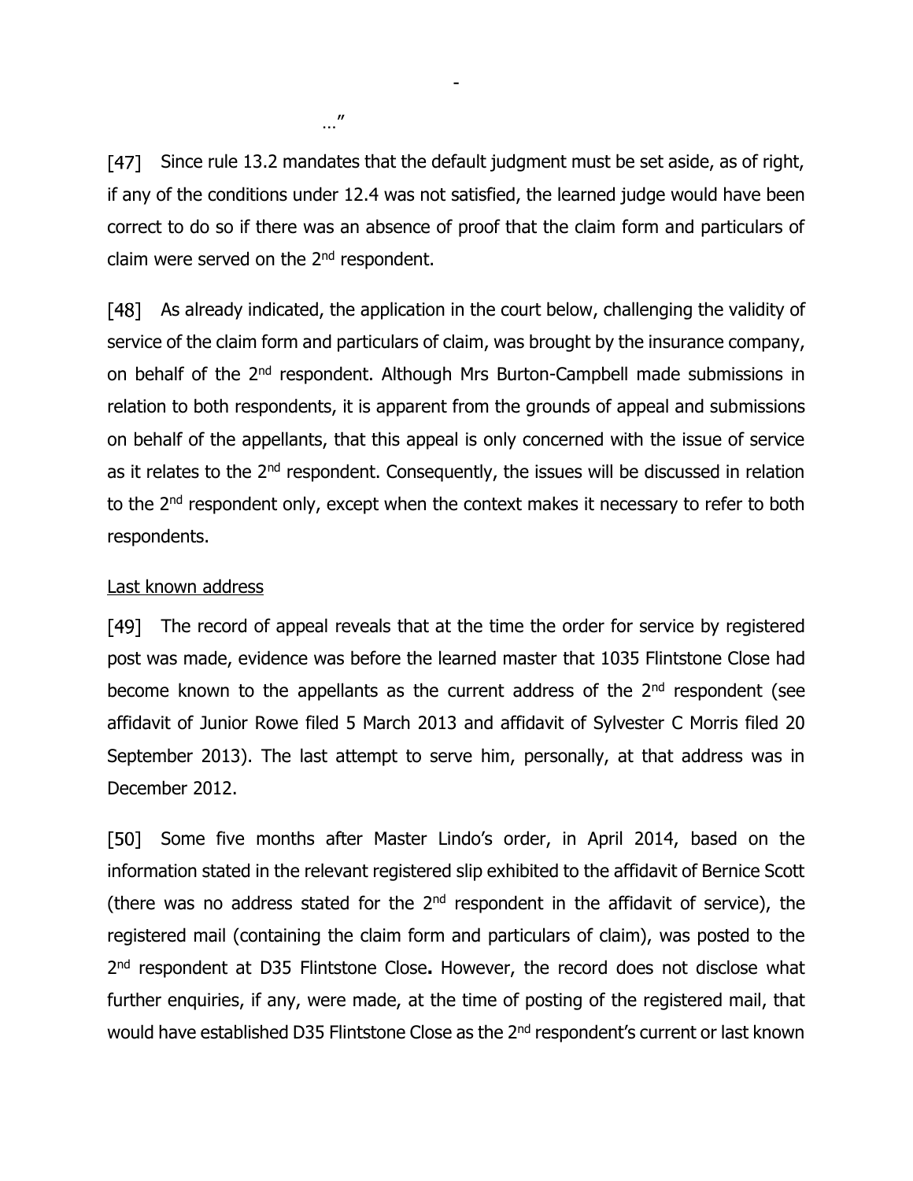…"

[47] Since rule 13.2 mandates that the default judgment must be set aside, as of right, if any of the conditions under 12.4 was not satisfied, the learned judge would have been correct to do so if there was an absence of proof that the claim form and particulars of claim were served on the 2nd respondent.

[48] As already indicated, the application in the court below, challenging the validity of service of the claim form and particulars of claim, was brought by the insurance company, on behalf of the 2nd respondent. Although Mrs Burton-Campbell made submissions in relation to both respondents, it is apparent from the grounds of appeal and submissions on behalf of the appellants, that this appeal is only concerned with the issue of service as it relates to the 2nd respondent. Consequently, the issues will be discussed in relation to the 2nd respondent only, except when the context makes it necessary to refer to both respondents.

Last known address

[49] The record of appeal reveals that at the time the order for service by registered post was made, evidence was before the learned master that 1035 Flintstone Close had become known to the appellants as the current address of the 2nd respondent (see affidavit of Junior Rowe filed 5 March 2013 and affidavit of Sylvester C Morris filed 20 September 2013). The last attempt to serve him, personally, at that address was in December 2012.

[50] Some five months after Master Lindo's order, in April 2014, based on the information stated in the relevant registered slip exhibited to the affidavit of Bernice Scott (there was no address stated for the 2nd respondent in the affidavit of service), the registered mail (containing the claim form and particulars of claim), was posted to the 2nd respondent at D35 Flintstone Close**.** However, the record does not disclose what further enquiries, if any, were made, at the time of posting of the registered mail, that would have established D35 Flintstone Close as the 2nd respondent's current or last known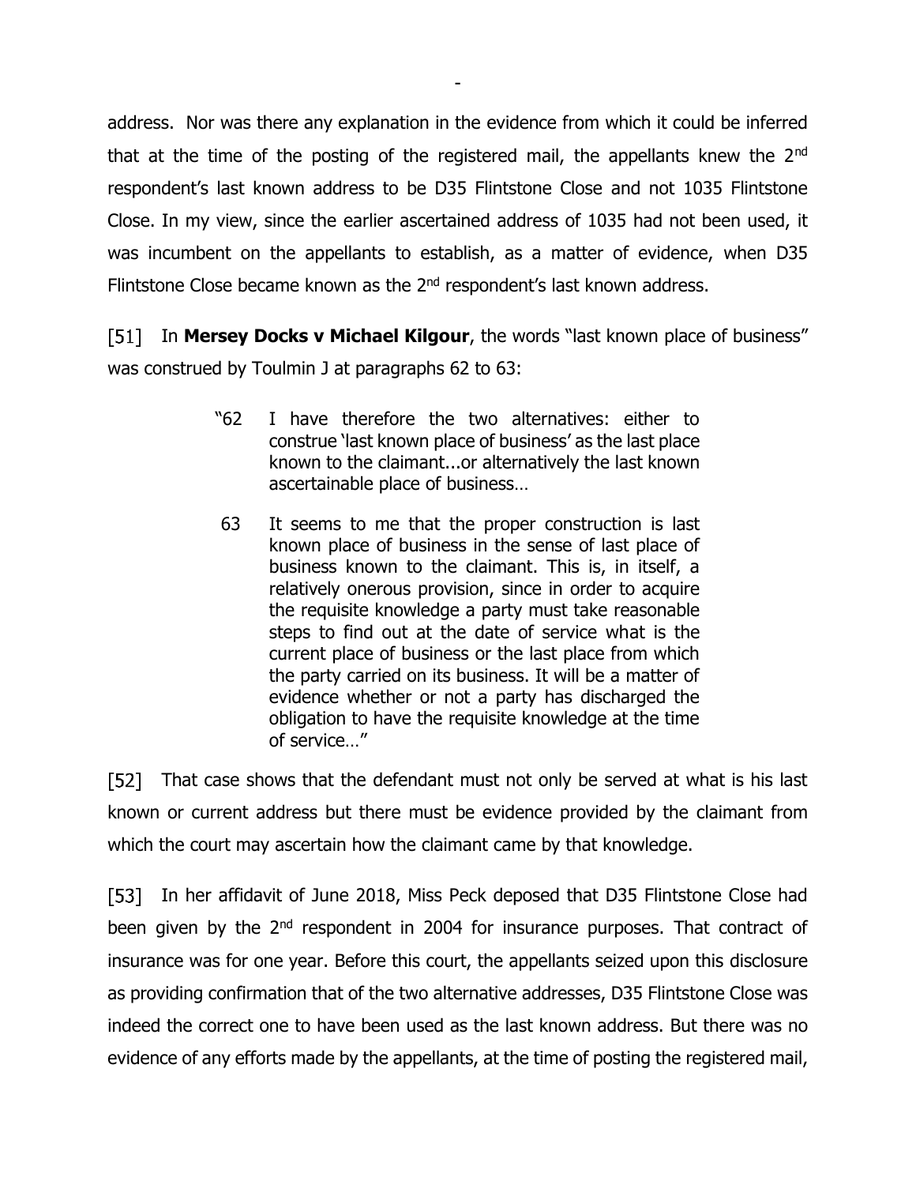address. Nor was there any explanation in the evidence from which it could be inferred that at the time of the posting of the registered mail, the appellants knew the 2nd respondent's last known address to be D35 Flintstone Close and not 1035 Flintstone Close. In my view, since the earlier ascertained address of 1035 had not been used, it was incumbent on the appellants to establish, as a matter of evidence, when D35 Flintstone Close became known as the 2nd respondent's last known address.

[51] In **Mersey Docks v Michael Kilgour**, the words "last known place of business" was construed by Toulmin J at paragraphs 62 to 63:

> "62 I have therefore the two alternatives: either to construe 'last known place of business' as the last place known to the claimant...or alternatively the last known ascertainable place of business…
>
> 63 It seems to me that the proper construction is last known place of business in the sense of last place of business known to the claimant. This is, in itself, a relatively onerous provision, since in order to acquire the requisite knowledge a party must take reasonable steps to find out at the date of service what is the current place of business or the last place from which the party carried on its business. It will be a matter of evidence whether or not a party has discharged the obligation to have the requisite knowledge at the time of service…"

[52] That case shows that the defendant must not only be served at what is his last known or current address but there must be evidence provided by the claimant from which the court may ascertain how the claimant came by that knowledge.

[53] In her affidavit of June 2018, Miss Peck deposed that D35 Flintstone Close had been given by the 2nd respondent in 2004 for insurance purposes. That contract of insurance was for one year. Before this court, the appellants seized upon this disclosure as providing confirmation that of the two alternative addresses, D35 Flintstone Close was indeed the correct one to have been used as the last known address. But there was no evidence of any efforts made by the appellants, at the time of posting the registered mail,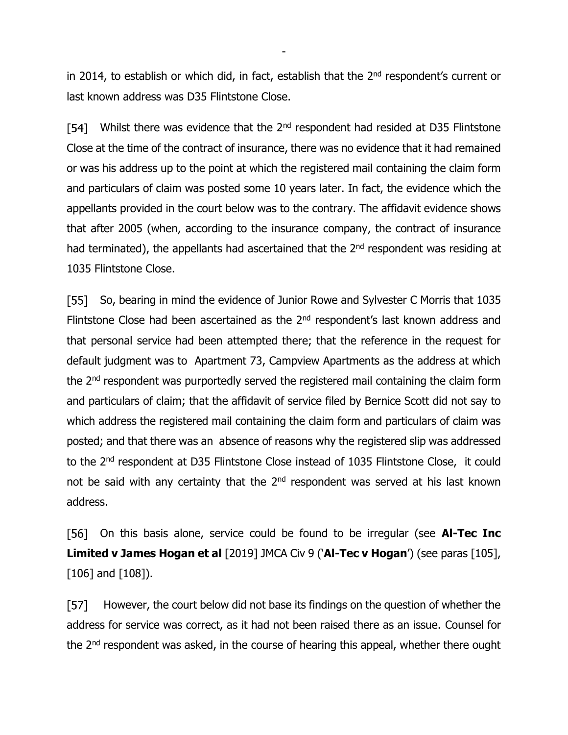in 2014, to establish or which did, in fact, establish that the 2nd respondent's current or last known address was D35 Flintstone Close.

[54] Whilst there was evidence that the 2nd respondent had resided at D35 Flintstone Close at the time of the contract of insurance, there was no evidence that it had remained or was his address up to the point at which the registered mail containing the claim form and particulars of claim was posted some 10 years later. In fact, the evidence which the appellants provided in the court below was to the contrary. The affidavit evidence shows that after 2005 (when, according to the insurance company, the contract of insurance had terminated), the appellants had ascertained that the 2nd respondent was residing at 1035 Flintstone Close.

[55] So, bearing in mind the evidence of Junior Rowe and Sylvester C Morris that 1035 Flintstone Close had been ascertained as the 2nd respondent's last known address and that personal service had been attempted there; that the reference in the request for default judgment was to Apartment 73, Campview Apartments as the address at which the 2nd respondent was purportedly served the registered mail containing the claim form and particulars of claim; that the affidavit of service filed by Bernice Scott did not say to which address the registered mail containing the claim form and particulars of claim was posted; and that there was an absence of reasons why the registered slip was addressed to the 2nd respondent at D35 Flintstone Close instead of 1035 Flintstone Close, it could not be said with any certainty that the 2nd respondent was served at his last known address.

[56] On this basis alone, service could be found to be irregular (see **Al-Tec Inc Limited v James Hogan et al** [2019] JMCA Civ 9 ('**Al-Tec v Hogan**') (see paras [105], [106] and [108]).

[57] However, the court below did not base its findings on the question of whether the address for service was correct, as it had not been raised there as an issue. Counsel for the 2nd respondent was asked, in the course of hearing this appeal, whether there ought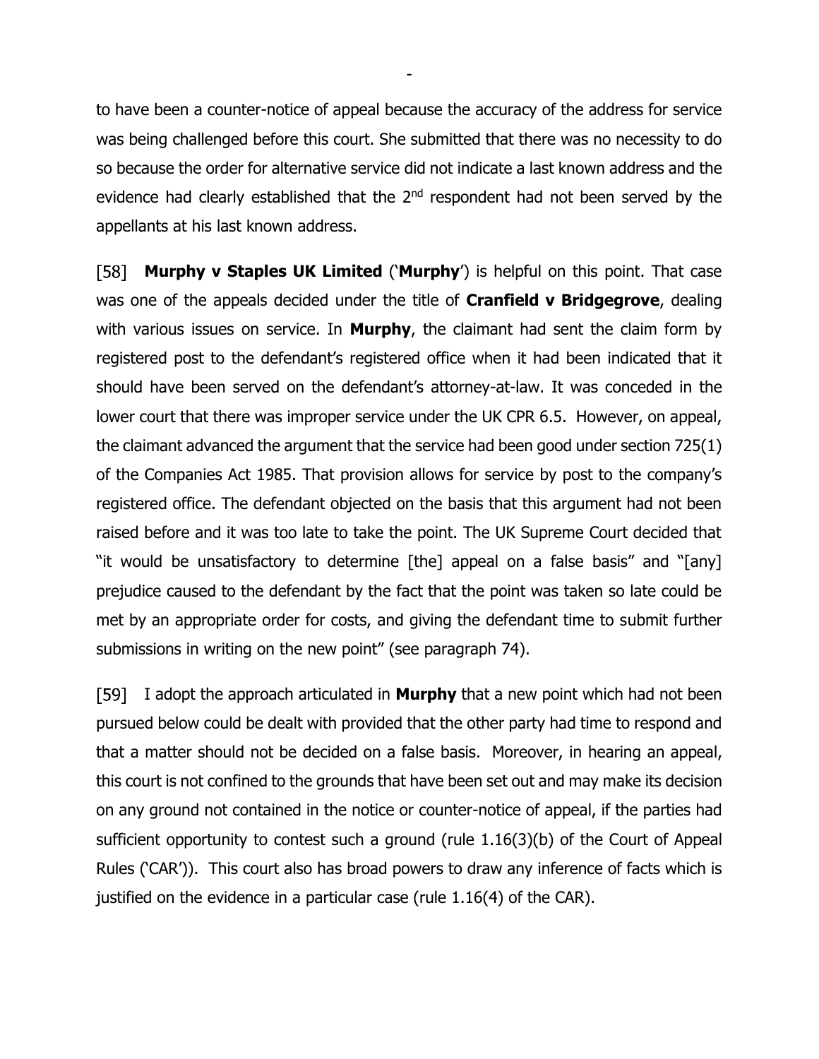to have been a counter-notice of appeal because the accuracy of the address for service was being challenged before this court. She submitted that there was no necessity to do so because the order for alternative service did not indicate a last known address and the evidence had clearly established that the 2nd respondent had not been served by the appellants at his last known address.

[58] **Murphy v Staples UK Limited** ('**Murphy**') is helpful on this point. That case was one of the appeals decided under the title of **Cranfield v Bridgegrove**, dealing with various issues on service. In **Murphy**, the claimant had sent the claim form by registered post to the defendant's registered office when it had been indicated that it should have been served on the defendant's attorney-at-law. It was conceded in the lower court that there was improper service under the UK CPR 6.5. However, on appeal, the claimant advanced the argument that the service had been good under section 725(1) of the Companies Act 1985. That provision allows for service by post to the company's registered office. The defendant objected on the basis that this argument had not been raised before and it was too late to take the point. The UK Supreme Court decided that "it would be unsatisfactory to determine [the] appeal on a false basis" and "[any] prejudice caused to the defendant by the fact that the point was taken so late could be met by an appropriate order for costs, and giving the defendant time to submit further submissions in writing on the new point" (see paragraph 74).

[59] I adopt the approach articulated in **Murphy** that a new point which had not been pursued below could be dealt with provided that the other party had time to respond and that a matter should not be decided on a false basis. Moreover, in hearing an appeal, this court is not confined to the grounds that have been set out and may make its decision on any ground not contained in the notice or counter-notice of appeal, if the parties had sufficient opportunity to contest such a ground (rule 1.16(3)(b) of the Court of Appeal Rules ('CAR')). This court also has broad powers to draw any inference of facts which is justified on the evidence in a particular case (rule 1.16(4) of the CAR).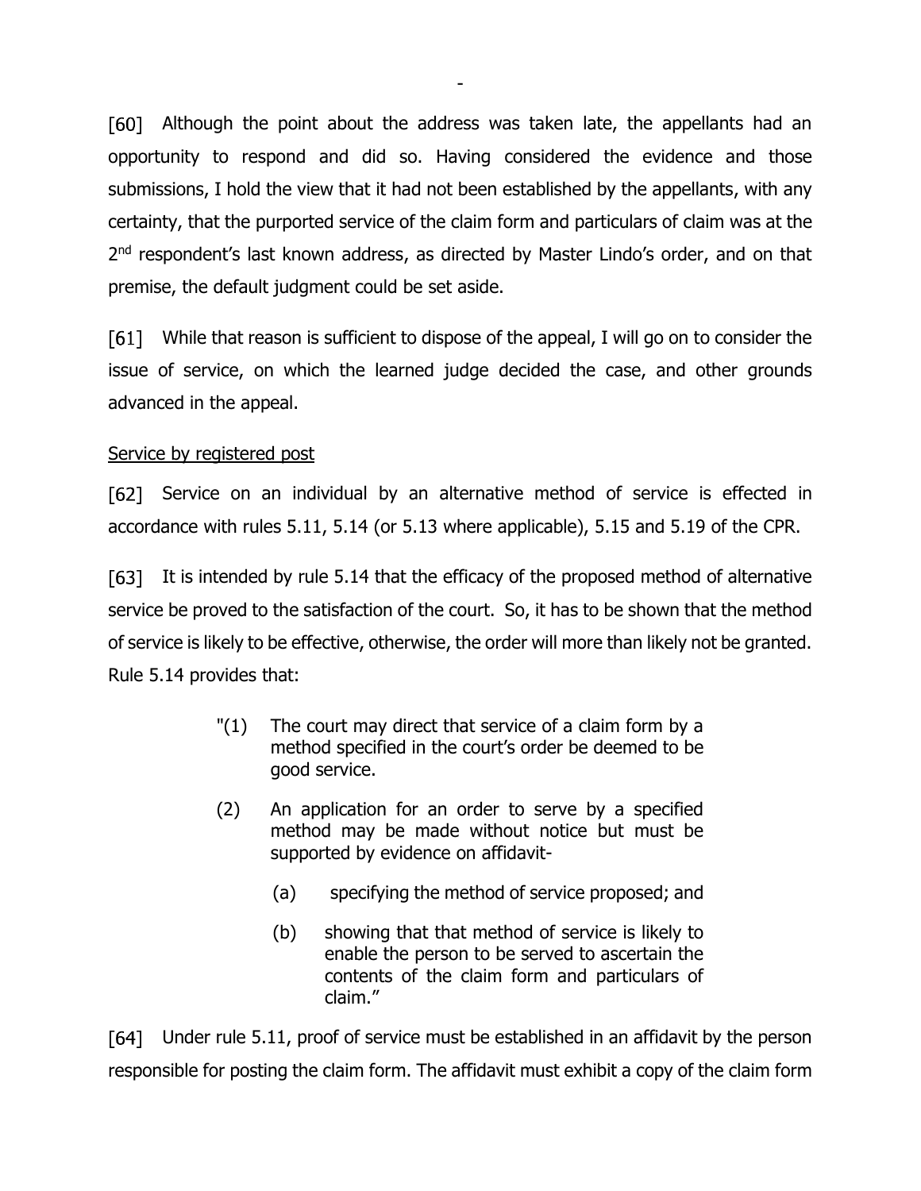[60] Although the point about the address was taken late, the appellants had an opportunity to respond and did so. Having considered the evidence and those submissions, I hold the view that it had not been established by the appellants, with any certainty, that the purported service of the claim form and particulars of claim was at the 2nd respondent's last known address, as directed by Master Lindo's order, and on that premise, the default judgment could be set aside.

[61] While that reason is sufficient to dispose of the appeal, I will go on to consider the issue of service, on which the learned judge decided the case, and other grounds advanced in the appeal.

<u>Service by registered post</u>

[62] Service on an individual by an alternative method of service is effected in accordance with rules 5.11, 5.14 (or 5.13 where applicable), 5.15 and 5.19 of the CPR.

[63] It is intended by rule 5.14 that the efficacy of the proposed method of alternative service be proved to the satisfaction of the court. So, it has to be shown that the method of service is likely to be effective, otherwise, the order will more than likely not be granted. Rule 5.14 provides that:

> "(1) The court may direct that service of a claim form by a method specified in the court's order be deemed to be good service.
>
> (2) An application for an order to serve by a specified method may be made without notice but must be supported by evidence on affidavit-
>
> (a) specifying the method of service proposed; and
>
> (b) showing that that method of service is likely to enable the person to be served to ascertain the contents of the claim form and particulars of claim."

[64] Under rule 5.11, proof of service must be established in an affidavit by the person responsible for posting the claim form. The affidavit must exhibit a copy of the claim form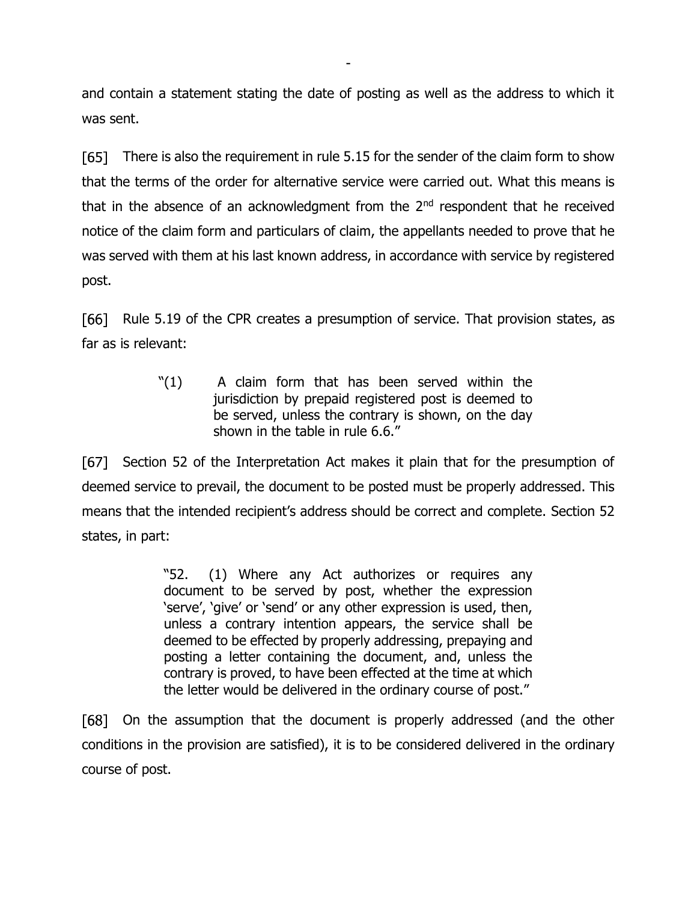and contain a statement stating the date of posting as well as the address to which it was sent.

[65] There is also the requirement in rule 5.15 for the sender of the claim form to show that the terms of the order for alternative service were carried out. What this means is that in the absence of an acknowledgment from the 2nd respondent that he received notice of the claim form and particulars of claim, the appellants needed to prove that he was served with them at his last known address, in accordance with service by registered post.

[66] Rule 5.19 of the CPR creates a presumption of service. That provision states, as far as is relevant:

> "(1) A claim form that has been served within the jurisdiction by prepaid registered post is deemed to be served, unless the contrary is shown, on the day shown in the table in rule 6.6."

[67] Section 52 of the Interpretation Act makes it plain that for the presumption of deemed service to prevail, the document to be posted must be properly addressed. This means that the intended recipient's address should be correct and complete. Section 52 states, in part:

> "52. (1) Where any Act authorizes or requires any document to be served by post, whether the expression 'serve', 'give' or 'send' or any other expression is used, then, unless a contrary intention appears, the service shall be deemed to be effected by properly addressing, prepaying and posting a letter containing the document, and, unless the contrary is proved, to have been effected at the time at which the letter would be delivered in the ordinary course of post."

[68] On the assumption that the document is properly addressed (and the other conditions in the provision are satisfied), it is to be considered delivered in the ordinary course of post.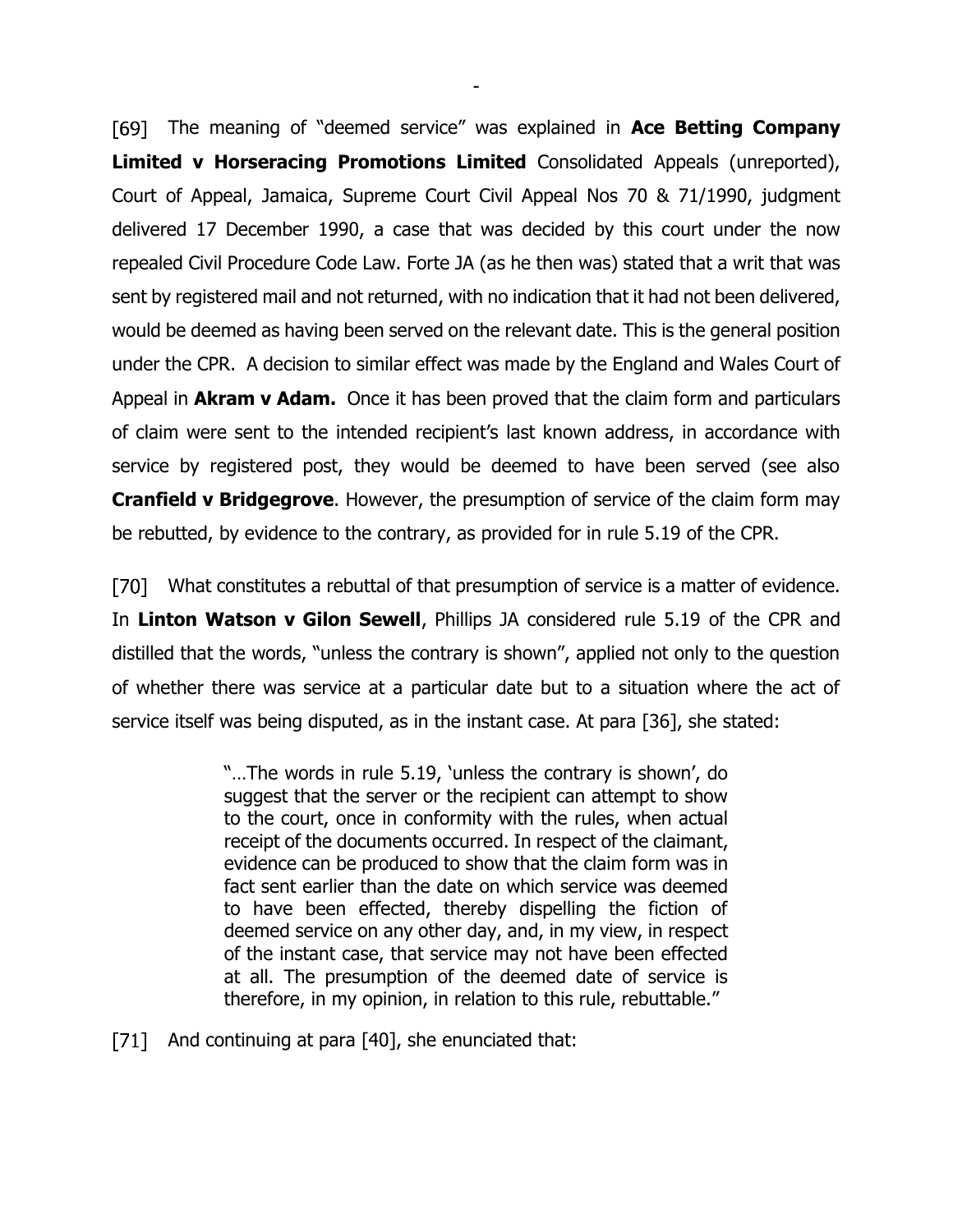[69] The meaning of "deemed service" was explained in **Ace Betting Company Limited v Horseracing Promotions Limited** Consolidated Appeals (unreported), Court of Appeal, Jamaica, Supreme Court Civil Appeal Nos 70 & 71/1990, judgment delivered 17 December 1990, a case that was decided by this court under the now repealed Civil Procedure Code Law. Forte JA (as he then was) stated that a writ that was sent by registered mail and not returned, with no indication that it had not been delivered, would be deemed as having been served on the relevant date. This is the general position under the CPR. A decision to similar effect was made by the England and Wales Court of Appeal in **Akram v Adam.** Once it has been proved that the claim form and particulars of claim were sent to the intended recipient's last known address, in accordance with service by registered post, they would be deemed to have been served (see also **Cranfield v Bridgegrove**. However, the presumption of service of the claim form may be rebutted, by evidence to the contrary, as provided for in rule 5.19 of the CPR.

[70] What constitutes a rebuttal of that presumption of service is a matter of evidence. In **Linton Watson v Gilon Sewell**, Phillips JA considered rule 5.19 of the CPR and distilled that the words, "unless the contrary is shown", applied not only to the question of whether there was service at a particular date but to a situation where the act of service itself was being disputed, as in the instant case. At para [36], she stated:

> "…The words in rule 5.19, 'unless the contrary is shown', do suggest that the server or the recipient can attempt to show to the court, once in conformity with the rules, when actual receipt of the documents occurred. In respect of the claimant, evidence can be produced to show that the claim form was in fact sent earlier than the date on which service was deemed to have been effected, thereby dispelling the fiction of deemed service on any other day, and, in my view, in respect of the instant case, that service may not have been effected at all. The presumption of the deemed date of service is therefore, in my opinion, in relation to this rule, rebuttable."

[71] And continuing at para [40], she enunciated that: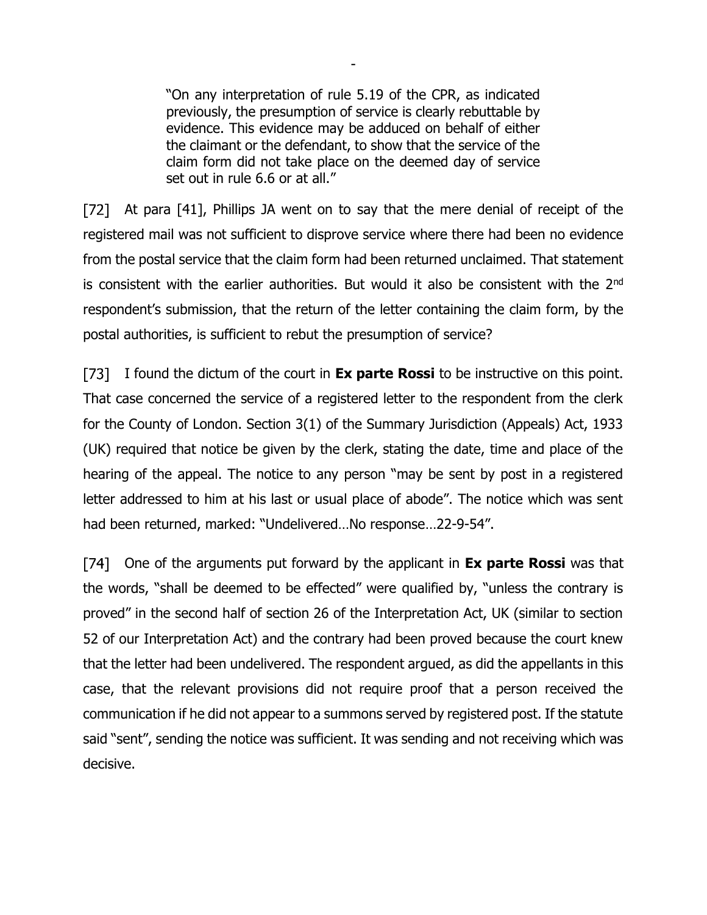> "On any interpretation of rule 5.19 of the CPR, as indicated previously, the presumption of service is clearly rebuttable by evidence. This evidence may be adduced on behalf of either the claimant or the defendant, to show that the service of the claim form did not take place on the deemed day of service set out in rule 6.6 or at all."

[72] At para [41], Phillips JA went on to say that the mere denial of receipt of the registered mail was not sufficient to disprove service where there had been no evidence from the postal service that the claim form had been returned unclaimed. That statement is consistent with the earlier authorities. But would it also be consistent with the 2nd respondent's submission, that the return of the letter containing the claim form, by the postal authorities, is sufficient to rebut the presumption of service?

[73] I found the dictum of the court in **Ex parte Rossi** to be instructive on this point. That case concerned the service of a registered letter to the respondent from the clerk for the County of London. Section 3(1) of the Summary Jurisdiction (Appeals) Act, 1933 (UK) required that notice be given by the clerk, stating the date, time and place of the hearing of the appeal. The notice to any person "may be sent by post in a registered letter addressed to him at his last or usual place of abode". The notice which was sent had been returned, marked: "Undelivered…No response…22-9-54".

[74] One of the arguments put forward by the applicant in **Ex parte Rossi** was that the words, "shall be deemed to be effected" were qualified by, "unless the contrary is proved" in the second half of section 26 of the Interpretation Act, UK (similar to section 52 of our Interpretation Act) and the contrary had been proved because the court knew that the letter had been undelivered. The respondent argued, as did the appellants in this case, that the relevant provisions did not require proof that a person received the communication if he did not appear to a summons served by registered post. If the statute said "sent", sending the notice was sufficient. It was sending and not receiving which was decisive.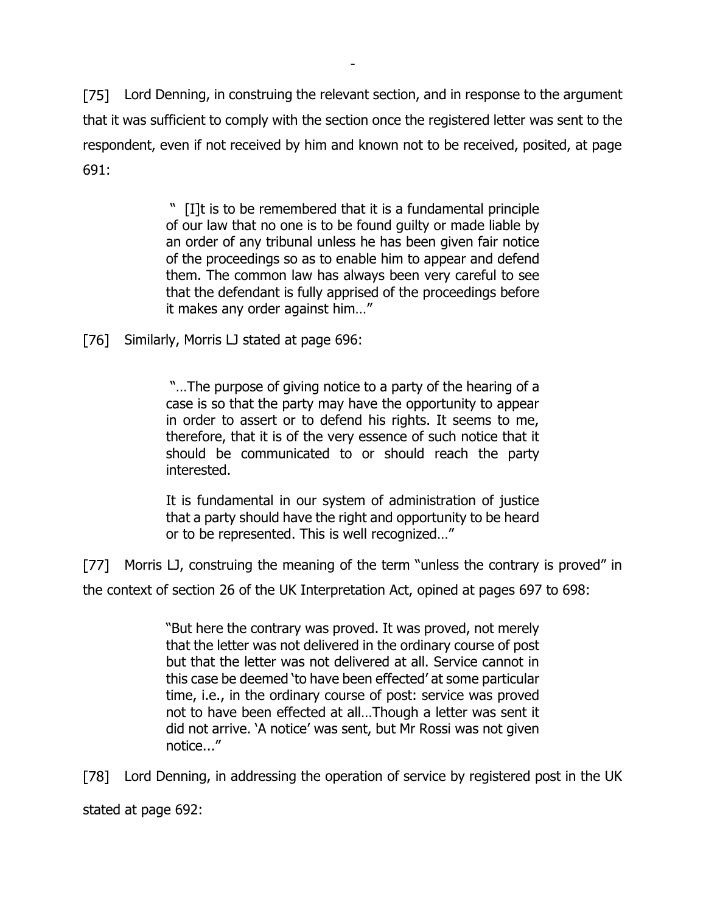[75] Lord Denning, in construing the relevant section, and in response to the argument that it was sufficient to comply with the section once the registered letter was sent to the respondent, even if not received by him and known not to be received, posited, at page 691:

> " [I]t is to be remembered that it is a fundamental principle of our law that no one is to be found guilty or made liable by an order of any tribunal unless he has been given fair notice of the proceedings so as to enable him to appear and defend them. The common law has always been very careful to see that the defendant is fully apprised of the proceedings before it makes any order against him…"

[76] Similarly, Morris LJ stated at page 696:

> "…The purpose of giving notice to a party of the hearing of a case is so that the party may have the opportunity to appear in order to assert or to defend his rights. It seems to me, therefore, that it is of the very essence of such notice that it should be communicated to or should reach the party interested.
>
> It is fundamental in our system of administration of justice that a party should have the right and opportunity to be heard or to be represented. This is well recognized…"

[77] Morris LJ, construing the meaning of the term "unless the contrary is proved" in the context of section 26 of the UK Interpretation Act, opined at pages 697 to 698:

> "But here the contrary was proved. It was proved, not merely that the letter was not delivered in the ordinary course of post but that the letter was not delivered at all. Service cannot in this case be deemed 'to have been effected' at some particular time, i.e., in the ordinary course of post: service was proved not to have been effected at all…Though a letter was sent it did not arrive. 'A notice' was sent, but Mr Rossi was not given notice..."

[78] Lord Denning, in addressing the operation of service by registered post in the UK stated at page 692: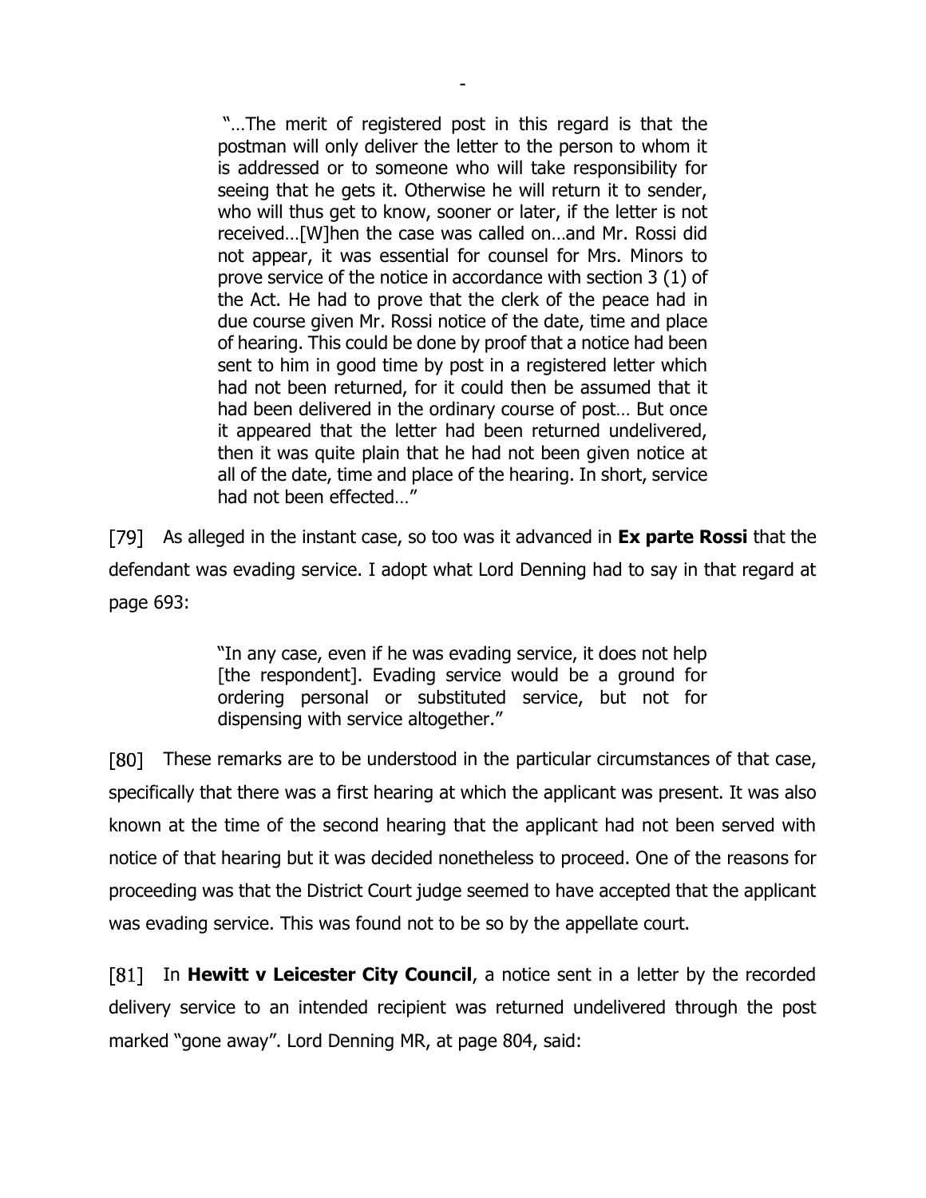> "…The merit of registered post in this regard is that the postman will only deliver the letter to the person to whom it is addressed or to someone who will take responsibility for seeing that he gets it. Otherwise he will return it to sender, who will thus get to know, sooner or later, if the letter is not received…[W]hen the case was called on…and Mr. Rossi did not appear, it was essential for counsel for Mrs. Minors to prove service of the notice in accordance with section 3 (1) of the Act. He had to prove that the clerk of the peace had in due course given Mr. Rossi notice of the date, time and place of hearing. This could be done by proof that a notice had been sent to him in good time by post in a registered letter which had not been returned, for it could then be assumed that it had been delivered in the ordinary course of post… But once it appeared that the letter had been returned undelivered, then it was quite plain that he had not been given notice at all of the date, time and place of the hearing. In short, service had not been effected…"

[79] As alleged in the instant case, so too was it advanced in **Ex parte Rossi** that the defendant was evading service. I adopt what Lord Denning had to say in that regard at page 693:

> "In any case, even if he was evading service, it does not help [the respondent]. Evading service would be a ground for ordering personal or substituted service, but not for dispensing with service altogether."

[80] These remarks are to be understood in the particular circumstances of that case, specifically that there was a first hearing at which the applicant was present. It was also known at the time of the second hearing that the applicant had not been served with notice of that hearing but it was decided nonetheless to proceed. One of the reasons for proceeding was that the District Court judge seemed to have accepted that the applicant was evading service. This was found not to be so by the appellate court.

[81] In **Hewitt v Leicester City Council**, a notice sent in a letter by the recorded delivery service to an intended recipient was returned undelivered through the post marked "gone away". Lord Denning MR, at page 804, said: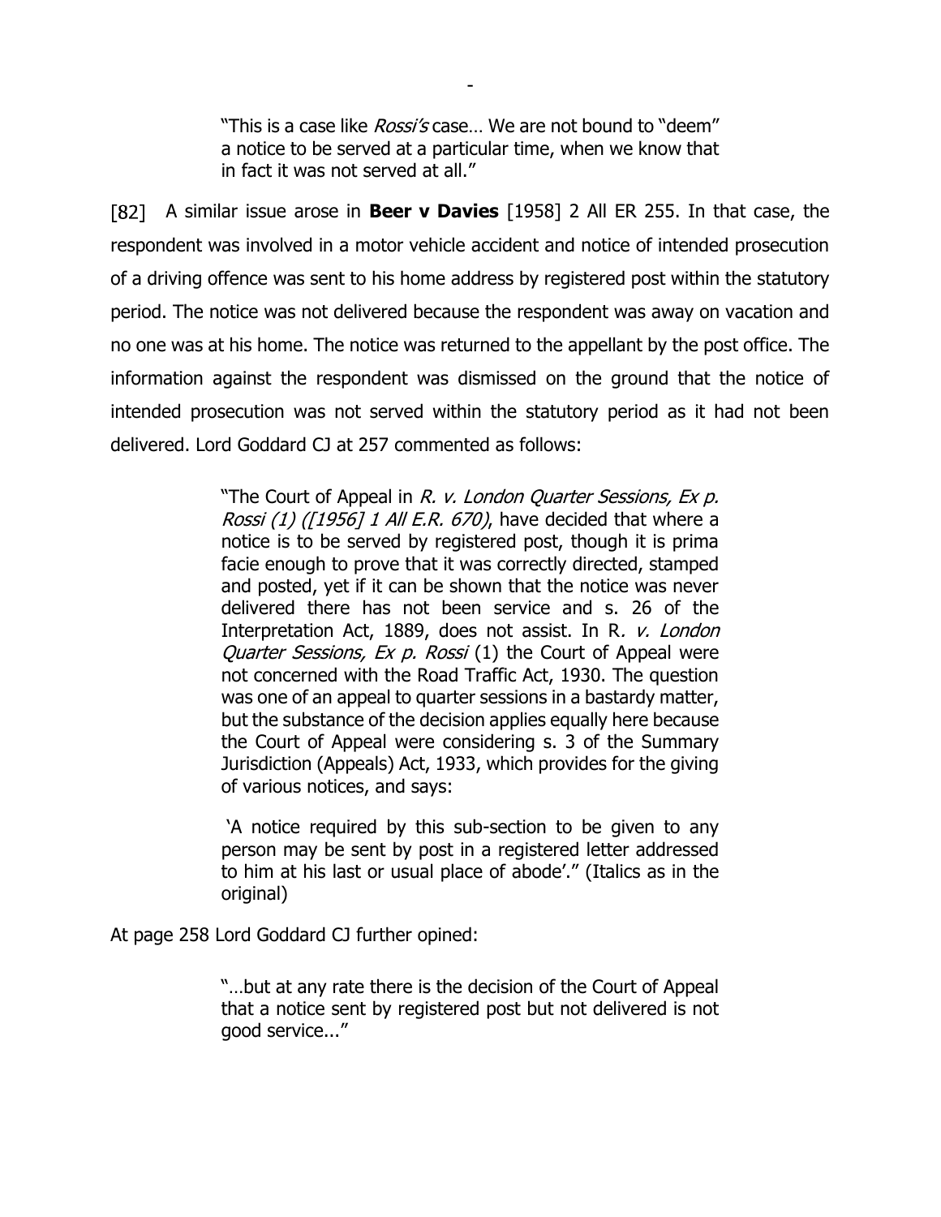> "This is a case like *Rossi's* case… We are not bound to "deem" a notice to be served at a particular time, when we know that in fact it was not served at all."

[82] A similar issue arose in **Beer v Davies** [1958] 2 All ER 255. In that case, the respondent was involved in a motor vehicle accident and notice of intended prosecution of a driving offence was sent to his home address by registered post within the statutory period. The notice was not delivered because the respondent was away on vacation and no one was at his home. The notice was returned to the appellant by the post office. The information against the respondent was dismissed on the ground that the notice of intended prosecution was not served within the statutory period as it had not been delivered. Lord Goddard CJ at 257 commented as follows:

> "The Court of Appeal in *R. v. London Quarter Sessions, Ex p. Rossi (1) ([1956] 1 All E.R. 670)*, have decided that where a notice is to be served by registered post, though it is prima facie enough to prove that it was correctly directed, stamped and posted, yet if it can be shown that the notice was never delivered there has not been service and s. 26 of the Interpretation Act, 1889, does not assist. In R*. v. London Quarter Sessions, Ex p. Rossi* (1) the Court of Appeal were not concerned with the Road Traffic Act, 1930. The question was one of an appeal to quarter sessions in a bastardy matter, but the substance of the decision applies equally here because the Court of Appeal were considering s. 3 of the Summary Jurisdiction (Appeals) Act, 1933, which provides for the giving of various notices, and says:
>
> 'A notice required by this sub-section to be given to any person may be sent by post in a registered letter addressed to him at his last or usual place of abode'." (Italics as in the original)

At page 258 Lord Goddard CJ further opined:

> "…but at any rate there is the decision of the Court of Appeal that a notice sent by registered post but not delivered is not good service..."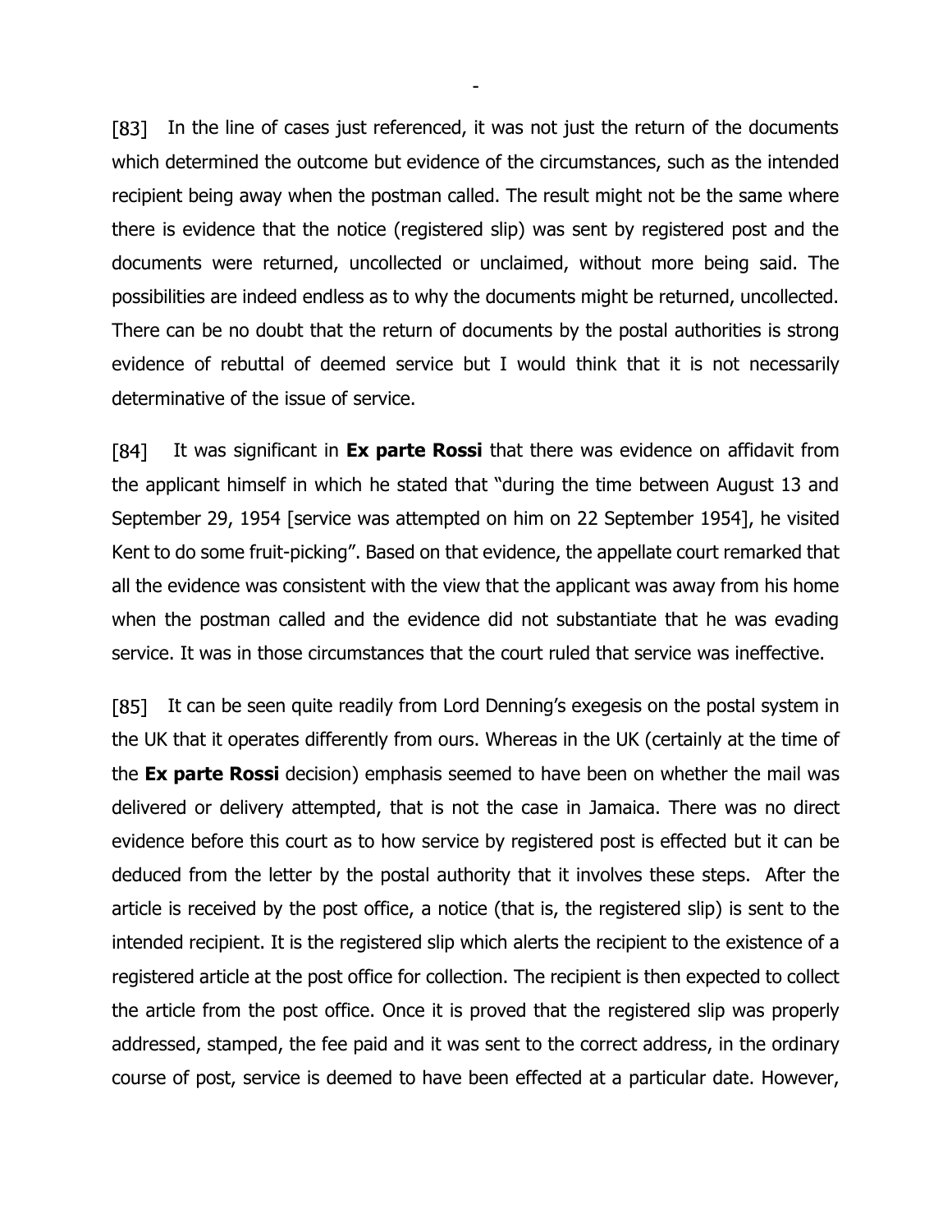[83] In the line of cases just referenced, it was not just the return of the documents which determined the outcome but evidence of the circumstances, such as the intended recipient being away when the postman called. The result might not be the same where there is evidence that the notice (registered slip) was sent by registered post and the documents were returned, uncollected or unclaimed, without more being said. The possibilities are indeed endless as to why the documents might be returned, uncollected. There can be no doubt that the return of documents by the postal authorities is strong evidence of rebuttal of deemed service but I would think that it is not necessarily determinative of the issue of service.

[84] It was significant in **Ex parte Rossi** that there was evidence on affidavit from the applicant himself in which he stated that "during the time between August 13 and September 29, 1954 [service was attempted on him on 22 September 1954], he visited Kent to do some fruit-picking". Based on that evidence, the appellate court remarked that all the evidence was consistent with the view that the applicant was away from his home when the postman called and the evidence did not substantiate that he was evading service. It was in those circumstances that the court ruled that service was ineffective.

[85] It can be seen quite readily from Lord Denning's exegesis on the postal system in the UK that it operates differently from ours. Whereas in the UK (certainly at the time of the **Ex parte Rossi** decision) emphasis seemed to have been on whether the mail was delivered or delivery attempted, that is not the case in Jamaica. There was no direct evidence before this court as to how service by registered post is effected but it can be deduced from the letter by the postal authority that it involves these steps. After the article is received by the post office, a notice (that is, the registered slip) is sent to the intended recipient. It is the registered slip which alerts the recipient to the existence of a registered article at the post office for collection. The recipient is then expected to collect the article from the post office. Once it is proved that the registered slip was properly addressed, stamped, the fee paid and it was sent to the correct address, in the ordinary course of post, service is deemed to have been effected at a particular date. However,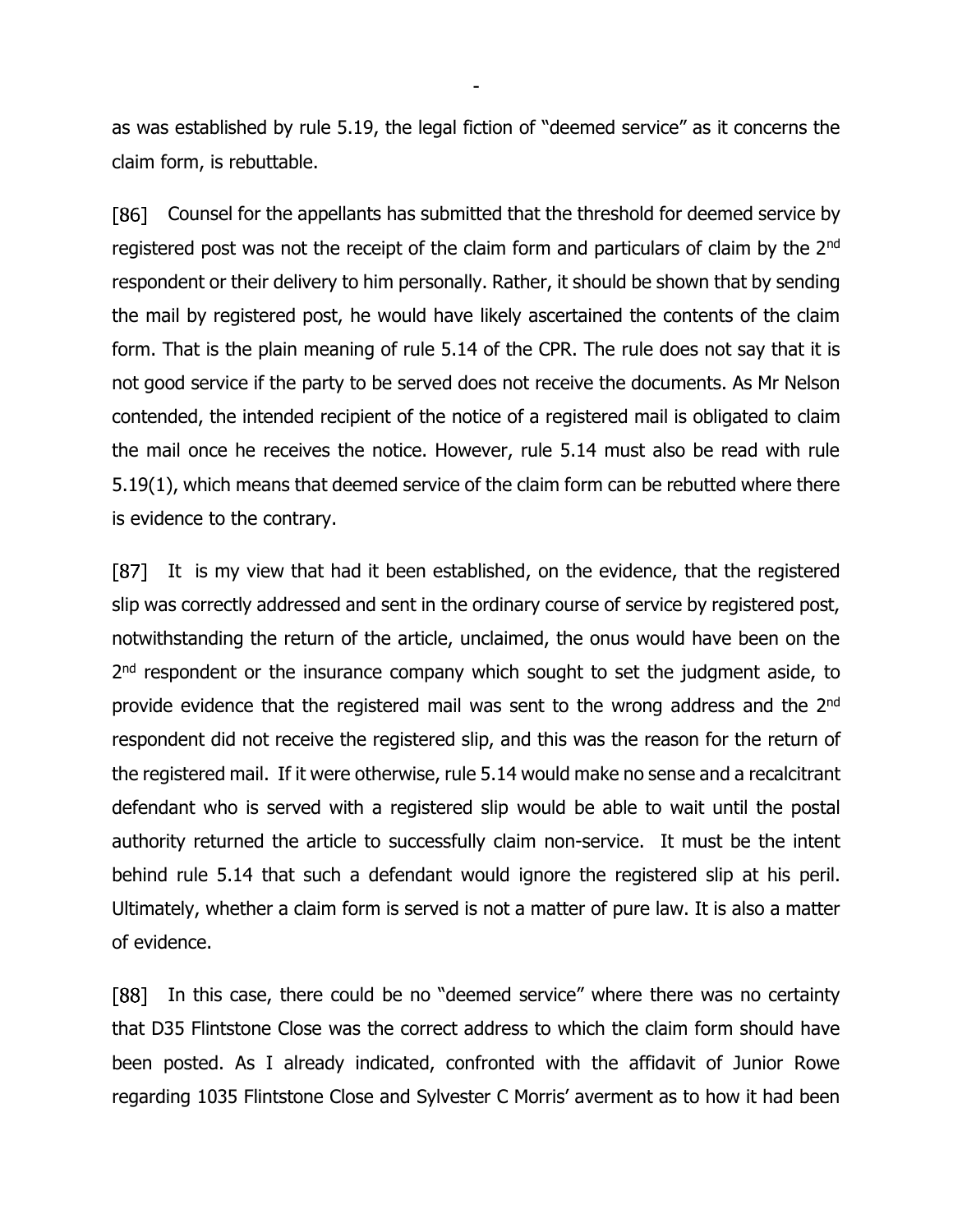as was established by rule 5.19, the legal fiction of "deemed service" as it concerns the claim form, is rebuttable.

[86] Counsel for the appellants has submitted that the threshold for deemed service by registered post was not the receipt of the claim form and particulars of claim by the 2nd respondent or their delivery to him personally. Rather, it should be shown that by sending the mail by registered post, he would have likely ascertained the contents of the claim form. That is the plain meaning of rule 5.14 of the CPR. The rule does not say that it is not good service if the party to be served does not receive the documents. As Mr Nelson contended, the intended recipient of the notice of a registered mail is obligated to claim the mail once he receives the notice. However, rule 5.14 must also be read with rule 5.19(1), which means that deemed service of the claim form can be rebutted where there is evidence to the contrary.

[87] It is my view that had it been established, on the evidence, that the registered slip was correctly addressed and sent in the ordinary course of service by registered post, notwithstanding the return of the article, unclaimed, the onus would have been on the 2nd respondent or the insurance company which sought to set the judgment aside, to provide evidence that the registered mail was sent to the wrong address and the 2nd respondent did not receive the registered slip, and this was the reason for the return of the registered mail. If it were otherwise, rule 5.14 would make no sense and a recalcitrant defendant who is served with a registered slip would be able to wait until the postal authority returned the article to successfully claim non-service. It must be the intent behind rule 5.14 that such a defendant would ignore the registered slip at his peril. Ultimately, whether a claim form is served is not a matter of pure law. It is also a matter of evidence.

[88] In this case, there could be no "deemed service" where there was no certainty that D35 Flintstone Close was the correct address to which the claim form should have been posted. As I already indicated, confronted with the affidavit of Junior Rowe regarding 1035 Flintstone Close and Sylvester C Morris' averment as to how it had been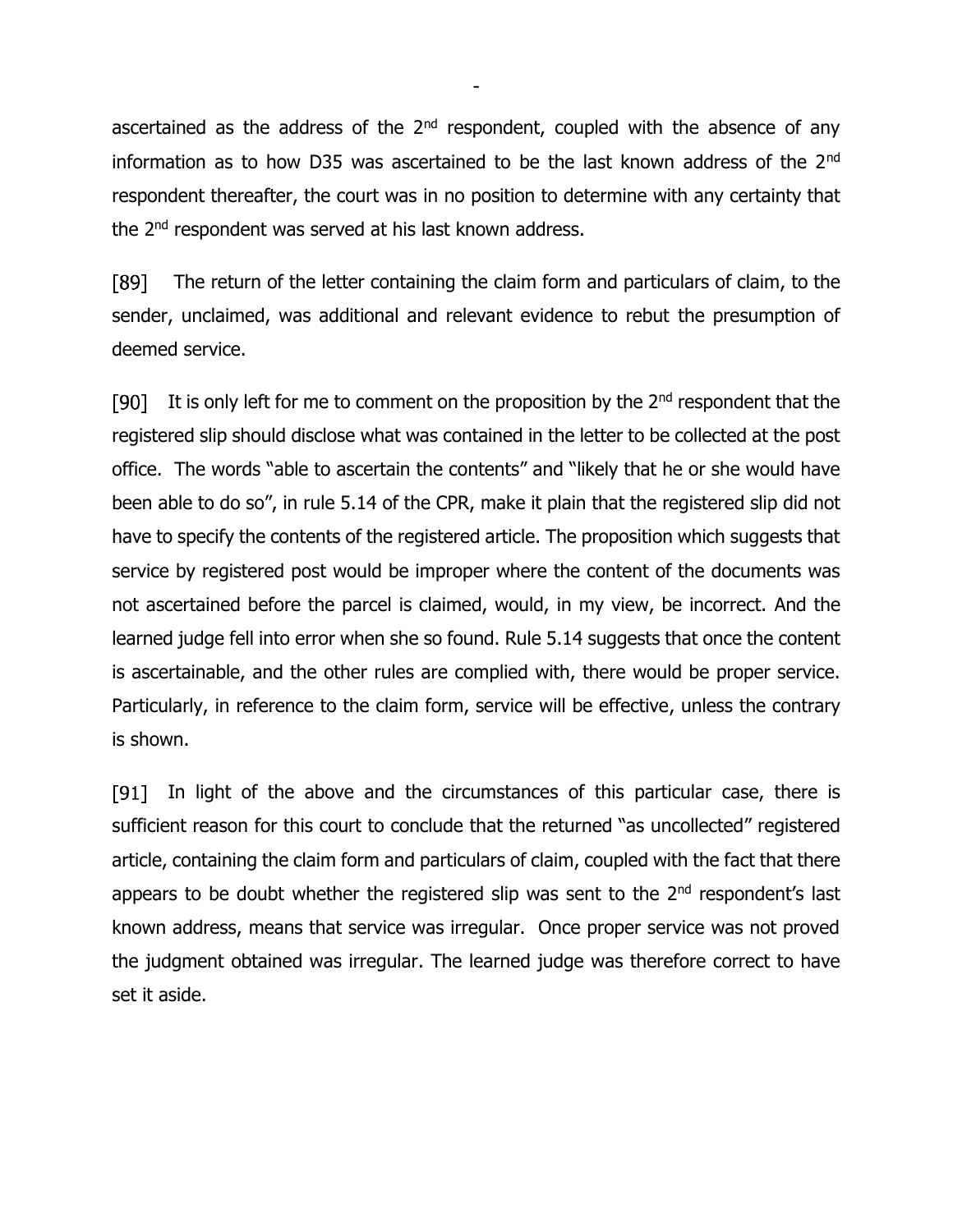ascertained as the address of the 2nd respondent, coupled with the absence of any information as to how D35 was ascertained to be the last known address of the 2nd respondent thereafter, the court was in no position to determine with any certainty that the 2nd respondent was served at his last known address.

[89] The return of the letter containing the claim form and particulars of claim, to the sender, unclaimed, was additional and relevant evidence to rebut the presumption of deemed service.

[90] It is only left for me to comment on the proposition by the 2nd respondent that the registered slip should disclose what was contained in the letter to be collected at the post office. The words "able to ascertain the contents" and "likely that he or she would have been able to do so", in rule 5.14 of the CPR, make it plain that the registered slip did not have to specify the contents of the registered article. The proposition which suggests that service by registered post would be improper where the content of the documents was not ascertained before the parcel is claimed, would, in my view, be incorrect. And the learned judge fell into error when she so found. Rule 5.14 suggests that once the content is ascertainable, and the other rules are complied with, there would be proper service. Particularly, in reference to the claim form, service will be effective, unless the contrary is shown.

[91] In light of the above and the circumstances of this particular case, there is sufficient reason for this court to conclude that the returned "as uncollected" registered article, containing the claim form and particulars of claim, coupled with the fact that there appears to be doubt whether the registered slip was sent to the 2nd respondent's last known address, means that service was irregular. Once proper service was not proved the judgment obtained was irregular. The learned judge was therefore correct to have set it aside.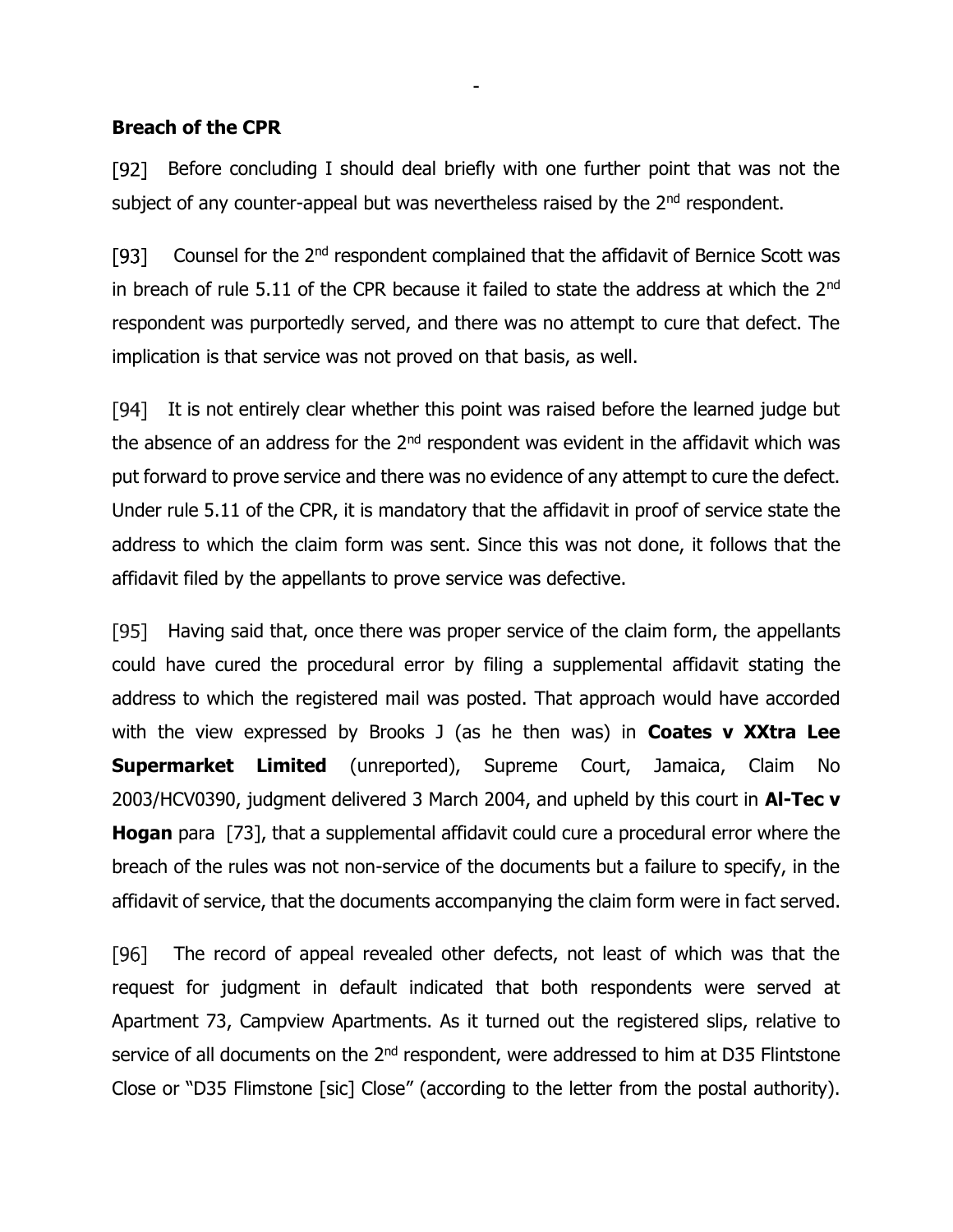**Breach of the CPR**

[92] Before concluding I should deal briefly with one further point that was not the subject of any counter-appeal but was nevertheless raised by the 2nd respondent.

[93] Counsel for the 2nd respondent complained that the affidavit of Bernice Scott was in breach of rule 5.11 of the CPR because it failed to state the address at which the 2nd respondent was purportedly served, and there was no attempt to cure that defect. The implication is that service was not proved on that basis, as well.

[94] It is not entirely clear whether this point was raised before the learned judge but the absence of an address for the 2nd respondent was evident in the affidavit which was put forward to prove service and there was no evidence of any attempt to cure the defect. Under rule 5.11 of the CPR, it is mandatory that the affidavit in proof of service state the address to which the claim form was sent. Since this was not done, it follows that the affidavit filed by the appellants to prove service was defective.

[95] Having said that, once there was proper service of the claim form, the appellants could have cured the procedural error by filing a supplemental affidavit stating the address to which the registered mail was posted. That approach would have accorded with the view expressed by Brooks J (as he then was) in **Coates v XXtra Lee Supermarket Limited** (unreported), Supreme Court, Jamaica, Claim No 2003/HCV0390, judgment delivered 3 March 2004, and upheld by this court in **Al-Tec v Hogan** para [73], that a supplemental affidavit could cure a procedural error where the breach of the rules was not non-service of the documents but a failure to specify, in the affidavit of service, that the documents accompanying the claim form were in fact served.

[96] The record of appeal revealed other defects, not least of which was that the request for judgment in default indicated that both respondents were served at Apartment 73, Campview Apartments. As it turned out the registered slips, relative to service of all documents on the 2nd respondent, were addressed to him at D35 Flintstone Close or "D35 Flimstone [sic] Close" (according to the letter from the postal authority).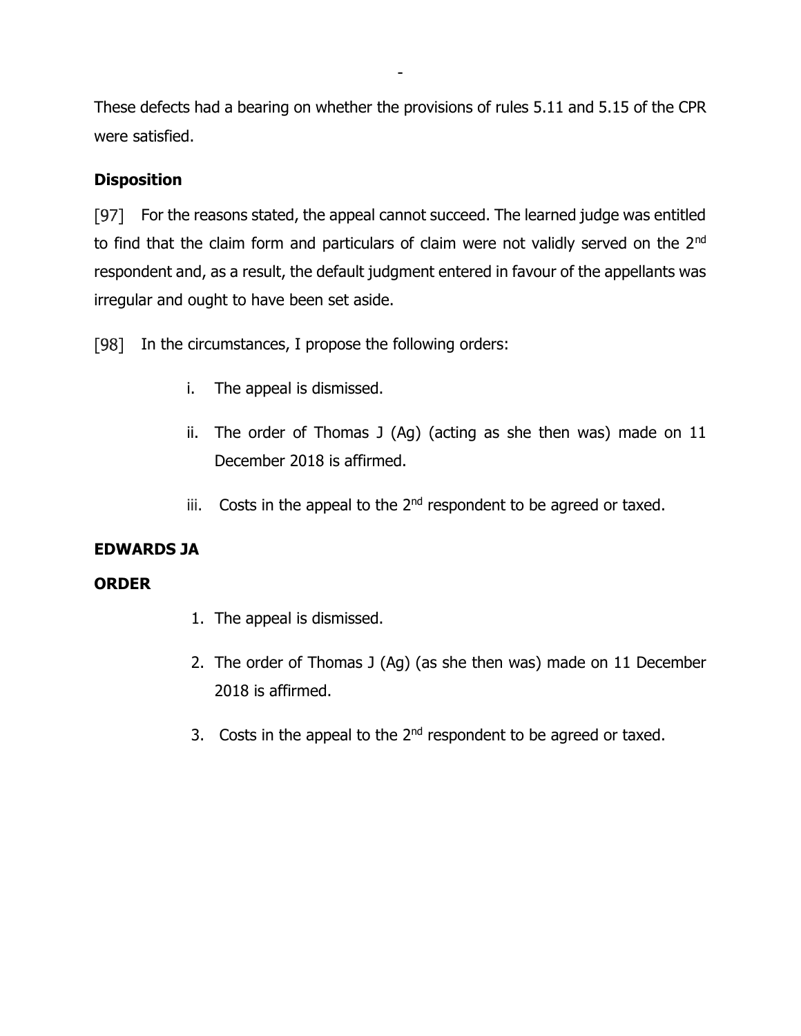These defects had a bearing on whether the provisions of rules 5.11 and 5.15 of the CPR were satisfied.

**Disposition**

[97] For the reasons stated, the appeal cannot succeed. The learned judge was entitled to find that the claim form and particulars of claim were not validly served on the 2nd respondent and, as a result, the default judgment entered in favour of the appellants was irregular and ought to have been set aside.

[98] In the circumstances, I propose the following orders:

i. The appeal is dismissed.

ii. The order of Thomas J (Ag) (acting as she then was) made on 11 December 2018 is affirmed.

iii. Costs in the appeal to the 2nd respondent to be agreed or taxed.

**EDWARDS JA**

**ORDER**

1. The appeal is dismissed.
2. The order of Thomas J (Ag) (as she then was) made on 11 December 2018 is affirmed.
3. Costs in the appeal to the 2nd respondent to be agreed or taxed.